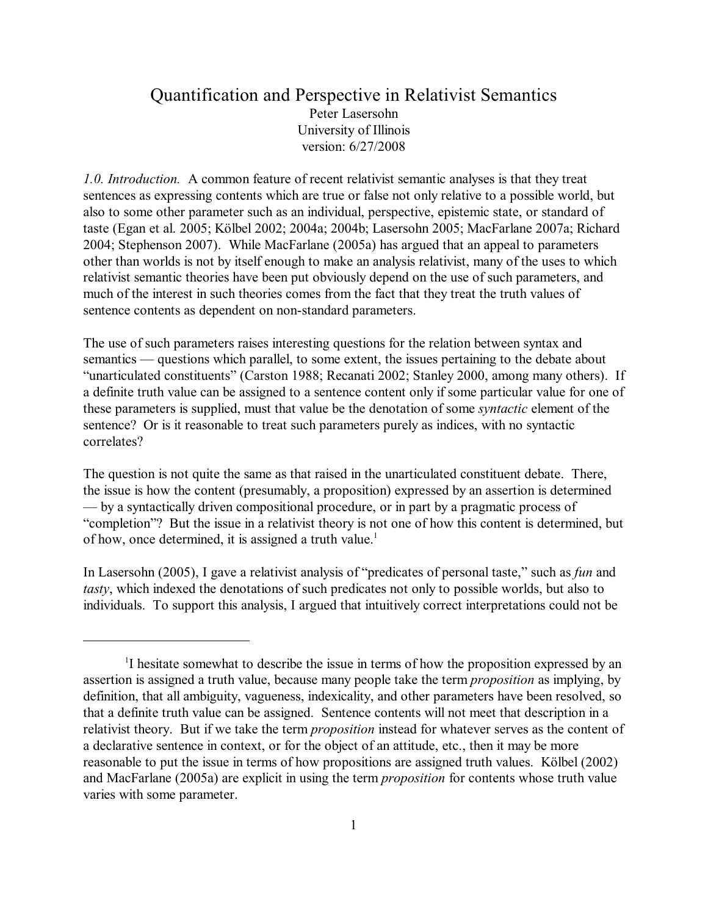# Quantification and Perspective in Relativist Semantics

Peter Lasersohn
University of Illinois
version: 6/27/2008

*1.0. Introduction.* A common feature of recent relativist semantic analyses is that they treat sentences as expressing contents which are true or false not only relative to a possible world, but also to some other parameter such as an individual, perspective, epistemic state, or standard of taste (Egan et al. 2005; Kölbel 2002; 2004a; 2004b; Lasersohn 2005; MacFarlane 2007a; Richard 2004; Stephenson 2007). While MacFarlane (2005a) has argued that an appeal to parameters other than worlds is not by itself enough to make an analysis relativist, many of the uses to which relativist semantic theories have been put obviously depend on the use of such parameters, and much of the interest in such theories comes from the fact that they treat the truth values of sentence contents as dependent on non-standard parameters.

The use of such parameters raises interesting questions for the relation between syntax and semantics — questions which parallel, to some extent, the issues pertaining to the debate about "unarticulated constituents" (Carston 1988; Recanati 2002; Stanley 2000, among many others). If a definite truth value can be assigned to a sentence content only if some particular value for one of these parameters is supplied, must that value be the denotation of some *syntactic* element of the sentence? Or is it reasonable to treat such parameters purely as indices, with no syntactic correlates?

The question is not quite the same as that raised in the unarticulated constituent debate. There, the issue is how the content (presumably, a proposition) expressed by an assertion is determined — by a syntactically driven compositional procedure, or in part by a pragmatic process of "completion"? But the issue in a relativist theory is not one of how this content is determined, but of how, once determined, it is assigned a truth value.[1]

In Lasersohn (2005), I gave a relativist analysis of "predicates of personal taste," such as *fun* and *tasty*, which indexed the denotations of such predicates not only to possible worlds, but also to individuals. To support this analysis, I argued that intuitively correct interpretations could not be

---

[1] I hesitate somewhat to describe the issue in terms of how the proposition expressed by an assertion is assigned a truth value, because many people take the term *proposition* as implying, by definition, that all ambiguity, vagueness, indexicality, and other parameters have been resolved, so that a definite truth value can be assigned. Sentence contents will not meet that description in a relativist theory. But if we take the term *proposition* instead for whatever serves as the content of a declarative sentence in context, or for the object of an attitude, etc., then it may be more reasonable to put the issue in terms of how propositions are assigned truth values. Kölbel (2002) and MacFarlane (2005a) are explicit in using the term *proposition* for contents whose truth value varies with some parameter.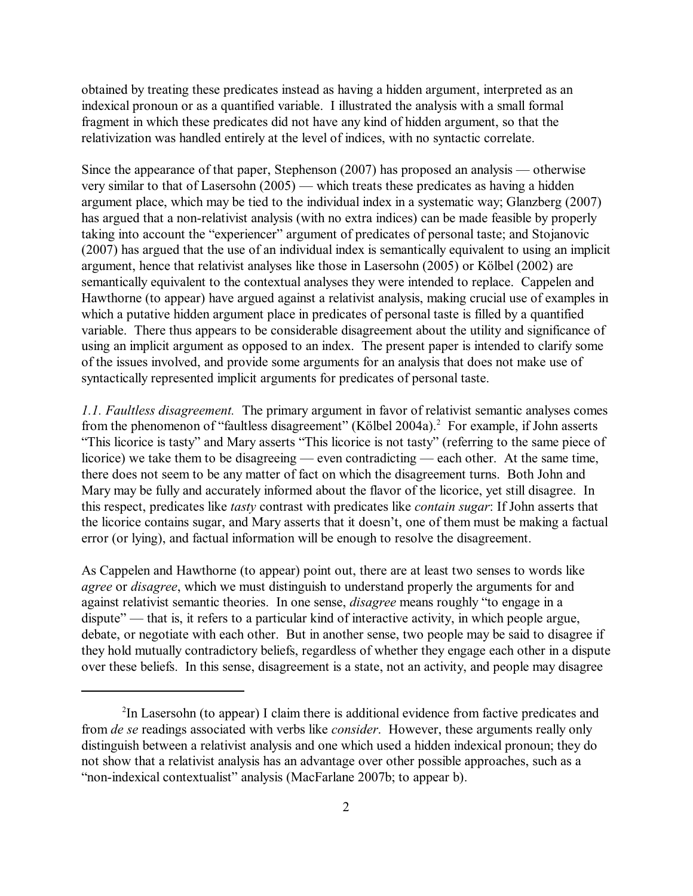obtained by treating these predicates instead as having a hidden argument, interpreted as an indexical pronoun or as a quantified variable. I illustrated the analysis with a small formal fragment in which these predicates did not have any kind of hidden argument, so that the relativization was handled entirely at the level of indices, with no syntactic correlate.

Since the appearance of that paper, Stephenson (2007) has proposed an analysis — otherwise very similar to that of Lasersohn (2005) — which treats these predicates as having a hidden argument place, which may be tied to the individual index in a systematic way; Glanzberg (2007) has argued that a non-relativist analysis (with no extra indices) can be made feasible by properly taking into account the "experiencer" argument of predicates of personal taste; and Stojanovic (2007) has argued that the use of an individual index is semantically equivalent to using an implicit argument, hence that relativist analyses like those in Lasersohn (2005) or Kölbel (2002) are semantically equivalent to the contextual analyses they were intended to replace. Cappelen and Hawthorne (to appear) have argued against a relativist analysis, making crucial use of examples in which a putative hidden argument place in predicates of personal taste is filled by a quantified variable. There thus appears to be considerable disagreement about the utility and significance of using an implicit argument as opposed to an index. The present paper is intended to clarify some of the issues involved, and provide some arguments for an analysis that does not make use of syntactically represented implicit arguments for predicates of personal taste.

*1.1. Faultless disagreement.* The primary argument in favor of relativist semantic analyses comes from the phenomenon of "faultless disagreement" (Kölbel 2004a).[2] For example, if John asserts "This licorice is tasty" and Mary asserts "This licorice is not tasty" (referring to the same piece of licorice) we take them to be disagreeing — even contradicting — each other. At the same time, there does not seem to be any matter of fact on which the disagreement turns. Both John and Mary may be fully and accurately informed about the flavor of the licorice, yet still disagree. In this respect, predicates like *tasty* contrast with predicates like *contain sugar*: If John asserts that the licorice contains sugar, and Mary asserts that it doesn't, one of them must be making a factual error (or lying), and factual information will be enough to resolve the disagreement.

As Cappelen and Hawthorne (to appear) point out, there are at least two senses to words like *agree* or *disagree*, which we must distinguish to understand properly the arguments for and against relativist semantic theories. In one sense, *disagree* means roughly "to engage in a dispute" — that is, it refers to a particular kind of interactive activity, in which people argue, debate, or negotiate with each other. But in another sense, two people may be said to disagree if they hold mutually contradictory beliefs, regardless of whether they engage each other in a dispute over these beliefs. In this sense, disagreement is a state, not an activity, and people may disagree

---

[2] In Lasersohn (to appear) I claim there is additional evidence from factive predicates and from *de se* readings associated with verbs like *consider*. However, these arguments really only distinguish between a relativist analysis and one which used a hidden indexical pronoun; they do not show that a relativist analysis has an advantage over other possible approaches, such as a "non-indexical contextualist" analysis (MacFarlane 2007b; to appear b).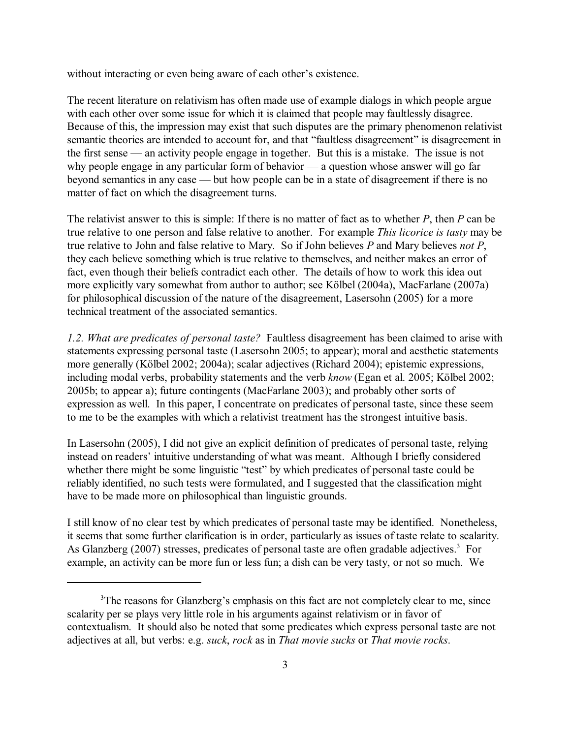without interacting or even being aware of each other's existence.

The recent literature on relativism has often made use of example dialogs in which people argue with each other over some issue for which it is claimed that people may faultlessly disagree. Because of this, the impression may exist that such disputes are the primary phenomenon relativist semantic theories are intended to account for, and that "faultless disagreement" is disagreement in the first sense — an activity people engage in together. But this is a mistake. The issue is not why people engage in any particular form of behavior — a question whose answer will go far beyond semantics in any case — but how people can be in a state of disagreement if there is no matter of fact on which the disagreement turns.

The relativist answer to this is simple: If there is no matter of fact as to whether *P*, then *P* can be true relative to one person and false relative to another. For example *This licorice is tasty* may be true relative to John and false relative to Mary. So if John believes *P* and Mary believes *not P*, they each believe something which is true relative to themselves, and neither makes an error of fact, even though their beliefs contradict each other. The details of how to work this idea out more explicitly vary somewhat from author to author; see Kölbel (2004a), MacFarlane (2007a) for philosophical discussion of the nature of the disagreement, Lasersohn (2005) for a more technical treatment of the associated semantics.

*1.2. What are predicates of personal taste?* Faultless disagreement has been claimed to arise with statements expressing personal taste (Lasersohn 2005; to appear); moral and aesthetic statements more generally (Kölbel 2002; 2004a); scalar adjectives (Richard 2004); epistemic expressions, including modal verbs, probability statements and the verb *know* (Egan et al. 2005; Kölbel 2002; 2005b; to appear a); future contingents (MacFarlane 2003); and probably other sorts of expression as well. In this paper, I concentrate on predicates of personal taste, since these seem to me to be the examples with which a relativist treatment has the strongest intuitive basis.

In Lasersohn (2005), I did not give an explicit definition of predicates of personal taste, relying instead on readers' intuitive understanding of what was meant. Although I briefly considered whether there might be some linguistic "test" by which predicates of personal taste could be reliably identified, no such tests were formulated, and I suggested that the classification might have to be made more on philosophical than linguistic grounds.

I still know of no clear test by which predicates of personal taste may be identified. Nonetheless, it seems that some further clarification is in order, particularly as issues of taste relate to scalarity. As Glanzberg (2007) stresses, predicates of personal taste are often gradable adjectives.[3] For example, an activity can be more fun or less fun; a dish can be very tasty, or not so much. We

[3] The reasons for Glanzberg's emphasis on this fact are not completely clear to me, since scalarity per se plays very little role in his arguments against relativism or in favor of contextualism. It should also be noted that some predicates which express personal taste are not adjectives at all, but verbs: e.g. *suck*, *rock* as in *That movie sucks* or *That movie rocks*.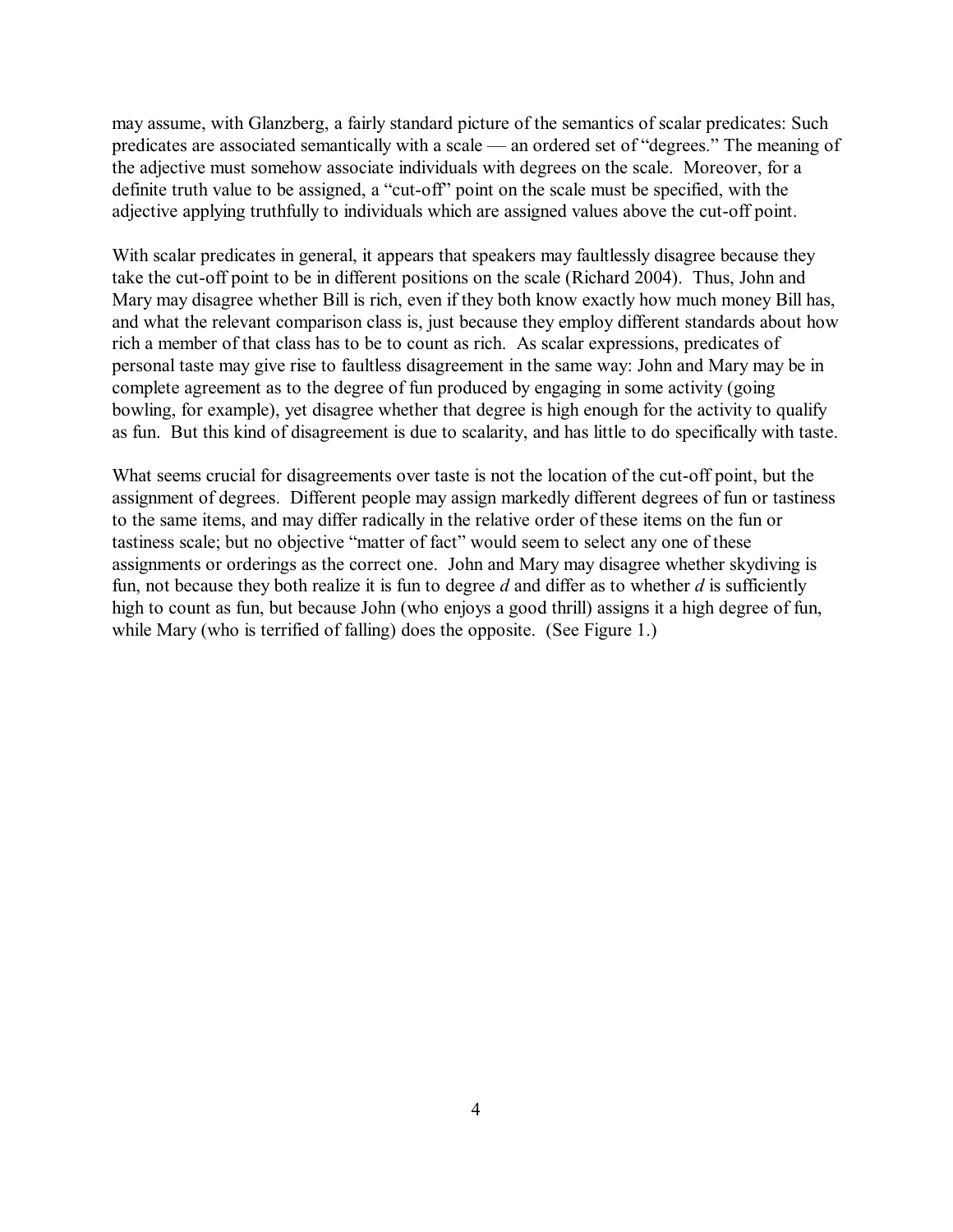may assume, with Glanzberg, a fairly standard picture of the semantics of scalar predicates: Such predicates are associated semantically with a scale — an ordered set of "degrees." The meaning of the adjective must somehow associate individuals with degrees on the scale. Moreover, for a definite truth value to be assigned, a "cut-off" point on the scale must be specified, with the adjective applying truthfully to individuals which are assigned values above the cut-off point.

With scalar predicates in general, it appears that speakers may faultlessly disagree because they take the cut-off point to be in different positions on the scale (Richard 2004). Thus, John and Mary may disagree whether Bill is rich, even if they both know exactly how much money Bill has, and what the relevant comparison class is, just because they employ different standards about how rich a member of that class has to be to count as rich. As scalar expressions, predicates of personal taste may give rise to faultless disagreement in the same way: John and Mary may be in complete agreement as to the degree of fun produced by engaging in some activity (going bowling, for example), yet disagree whether that degree is high enough for the activity to qualify as fun. But this kind of disagreement is due to scalarity, and has little to do specifically with taste.

What seems crucial for disagreements over taste is not the location of the cut-off point, but the assignment of degrees. Different people may assign markedly different degrees of fun or tastiness to the same items, and may differ radically in the relative order of these items on the fun or tastiness scale; but no objective "matter of fact" would seem to select any one of these assignments or orderings as the correct one. John and Mary may disagree whether skydiving is fun, not because they both realize it is fun to degree *d* and differ as to whether *d* is sufficiently high to count as fun, but because John (who enjoys a good thrill) assigns it a high degree of fun, while Mary (who is terrified of falling) does the opposite. (See Figure 1.)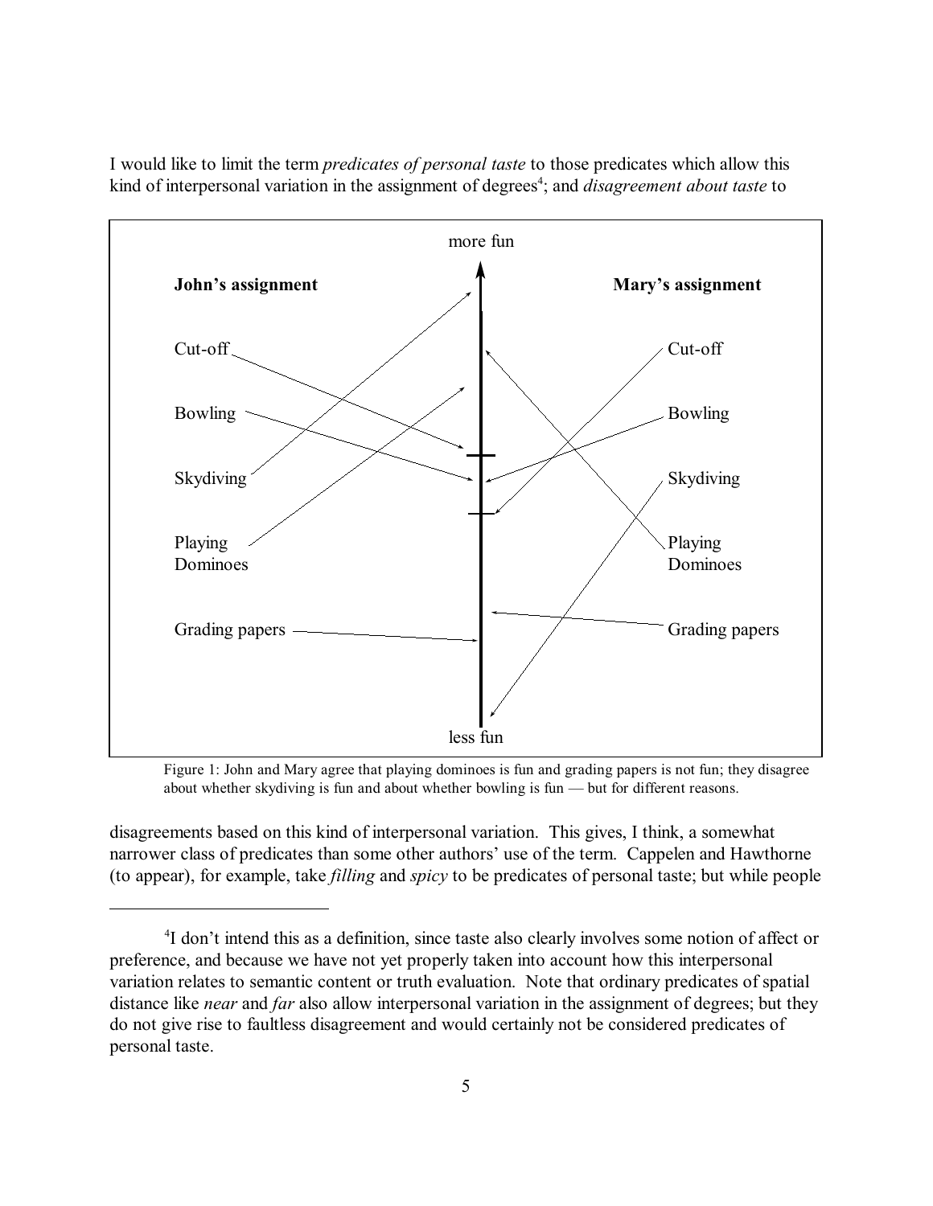I would like to limit the term *predicates of personal taste* to those predicates which allow this kind of interpersonal variation in the assignment of degrees[4]; and *disagreement about taste* to disagreements based on this kind of interpersonal variation. This gives, I think, a somewhat narrower class of predicates than some other authors' use of the term. Cappelen and Hawthorne (to appear), for example, take *filling* and *spicy* to be predicates of personal taste; but while people

Figure 1: John and Mary agree that playing dominoes is fun and grading papers is not fun; they disagree about whether skydiving is fun and about whether bowling is fun — but for different reasons.

---

[4] I don't intend this as a definition, since taste also clearly involves some notion of affect or preference, and because we have not yet properly taken into account how this interpersonal variation relates to semantic content or truth evaluation. Note that ordinary predicates of spatial distance like *near* and *far* also allow interpersonal variation in the assignment of degrees; but they do not give rise to faultless disagreement and would certainly not be considered predicates of personal taste.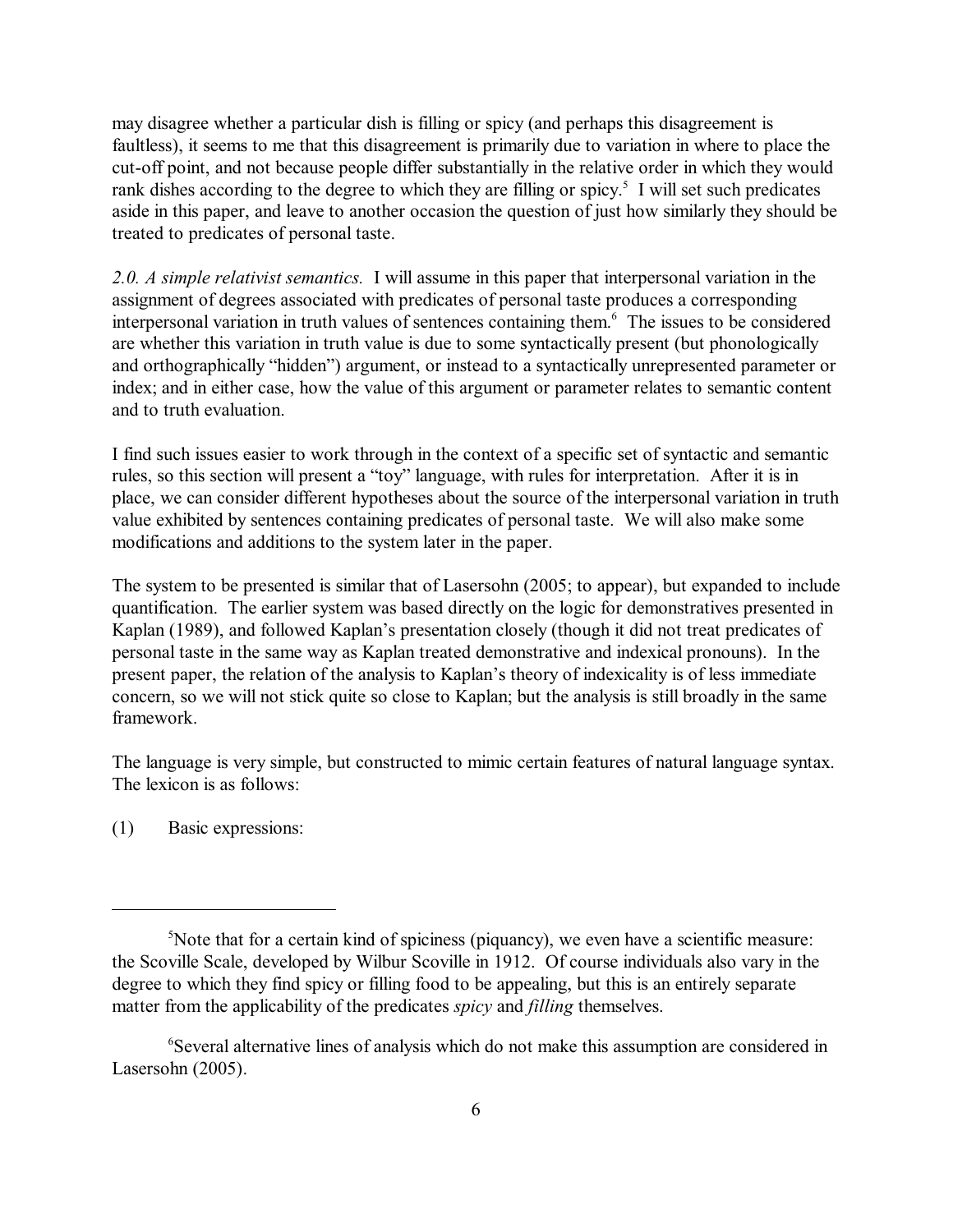may disagree whether a particular dish is filling or spicy (and perhaps this disagreement is faultless), it seems to me that this disagreement is primarily due to variation in where to place the cut-off point, and not because people differ substantially in the relative order in which they would rank dishes according to the degree to which they are filling or spicy.[5] I will set such predicates aside in this paper, and leave to another occasion the question of just how similarly they should be treated to predicates of personal taste.

*2.0. A simple relativist semantics.* I will assume in this paper that interpersonal variation in the assignment of degrees associated with predicates of personal taste produces a corresponding interpersonal variation in truth values of sentences containing them.[6] The issues to be considered are whether this variation in truth value is due to some syntactically present (but phonologically and orthographically "hidden") argument, or instead to a syntactically unrepresented parameter or index; and in either case, how the value of this argument or parameter relates to semantic content and to truth evaluation.

I find such issues easier to work through in the context of a specific set of syntactic and semantic rules, so this section will present a "toy" language, with rules for interpretation. After it is in place, we can consider different hypotheses about the source of the interpersonal variation in truth value exhibited by sentences containing predicates of personal taste. We will also make some modifications and additions to the system later in the paper.

The system to be presented is similar that of Lasersohn (2005; to appear), but expanded to include quantification. The earlier system was based directly on the logic for demonstratives presented in Kaplan (1989), and followed Kaplan's presentation closely (though it did not treat predicates of personal taste in the same way as Kaplan treated demonstrative and indexical pronouns). In the present paper, the relation of the analysis to Kaplan's theory of indexicality is of less immediate concern, so we will not stick quite so close to Kaplan; but the analysis is still broadly in the same framework.

The language is very simple, but constructed to mimic certain features of natural language syntax. The lexicon is as follows:

(1) Basic expressions:

---

[5] Note that for a certain kind of spiciness (piquancy), we even have a scientific measure: the Scoville Scale, developed by Wilbur Scoville in 1912. Of course individuals also vary in the degree to which they find spicy or filling food to be appealing, but this is an entirely separate matter from the applicability of the predicates *spicy* and *filling* themselves.

[6] Several alternative lines of analysis which do not make this assumption are considered in Lasersohn (2005).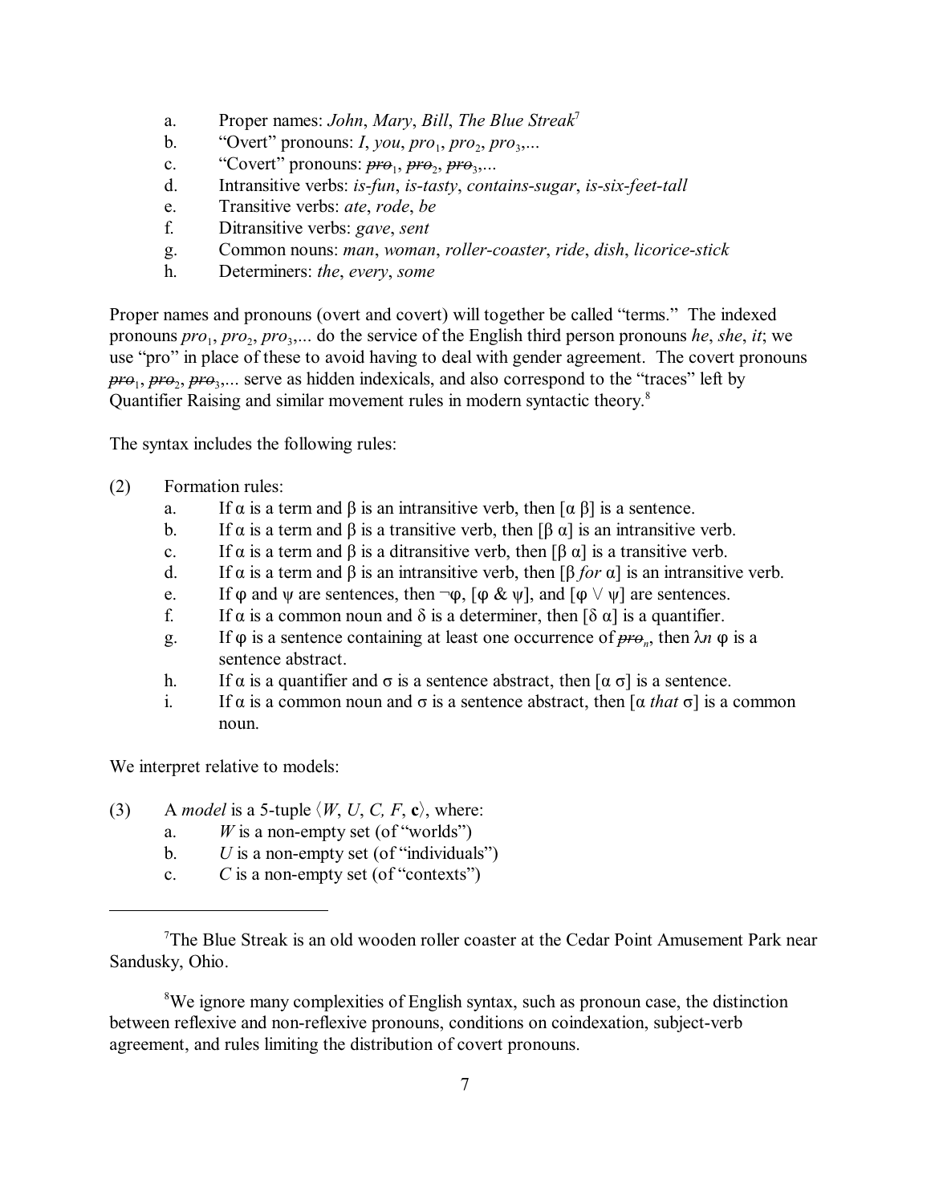a. Proper names: *John*, *Mary*, *Bill*, *The Blue Streak*[7]
b. "Overt" pronouns: *I*, *you*, $pro_1$, $pro_2$, $pro_3$,...
c. "Covert" pronouns: ~~$pro_1$~~, ~~$pro_2$~~, ~~$pro_3$~~,...
d. Intransitive verbs: *is-fun*, *is-tasty*, *contains-sugar*, *is-six-feet-tall*
e. Transitive verbs: *ate*, *rode*, *be*
f. Ditransitive verbs: *gave*, *sent*
g. Common nouns: *man*, *woman*, *roller-coaster*, *ride*, *dish*, *licorice-stick*
h. Determiners: *the*, *every*, *some*

Proper names and pronouns (overt and covert) will together be called "terms." The indexed pronouns $pro_1$, $pro_2$, $pro_3$,... do the service of the English third person pronouns *he*, *she*, *it*; we use "pro" in place of these to avoid having to deal with gender agreement. The covert pronouns ~~$pro_1$~~, ~~$pro_2$~~, ~~$pro_3$~~,... serve as hidden indexicals, and also correspond to the "traces" left by Quantifier Raising and similar movement rules in modern syntactic theory.[8]

The syntax includes the following rules:

(2) Formation rules:

a. If $\alpha$ is a term and $\beta$ is an intransitive verb, then $[\alpha\ \beta]$ is a sentence.
b. If $\alpha$ is a term and $\beta$ is a transitive verb, then $[\beta\ \alpha]$ is an intransitive verb.
c. If $\alpha$ is a term and $\beta$ is a ditransitive verb, then $[\beta\ \alpha]$ is a transitive verb.
d. If $\alpha$ is a term and $\beta$ is an intransitive verb, then $[\beta$ *for* $\alpha]$ is an intransitive verb.
e. If $\varphi$ and $\psi$ are sentences, then $\neg\varphi$, $[\varphi\ \&\ \psi]$, and $[\varphi \vee \psi]$ are sentences.
f. If $\alpha$ is a common noun and $\delta$ is a determiner, then $[\delta\ \alpha]$ is a quantifier.
g. If $\varphi$ is a sentence containing at least one occurrence of ~~$pro_n$~~, then $\lambda n\ \varphi$ is a sentence abstract.
h. If $\alpha$ is a quantifier and $\sigma$ is a sentence abstract, then $[\alpha\ \sigma]$ is a sentence.
i. If $\alpha$ is a common noun and $\sigma$ is a sentence abstract, then $[\alpha$ *that* $\sigma]$ is a common noun.

We interpret relative to models:

(3) A *model* is a 5-tuple $\langle W, U, C, F, \mathbf{c}\rangle$, where:

a. $W$ is a non-empty set (of "worlds")
b. $U$ is a non-empty set (of "individuals")
c. $C$ is a non-empty set (of "contexts")

---

[7] The Blue Streak is an old wooden roller coaster at the Cedar Point Amusement Park near Sandusky, Ohio.

[8] We ignore many complexities of English syntax, such as pronoun case, the distinction between reflexive and non-reflexive pronouns, conditions on coindexation, subject-verb agreement, and rules limiting the distribution of covert pronouns.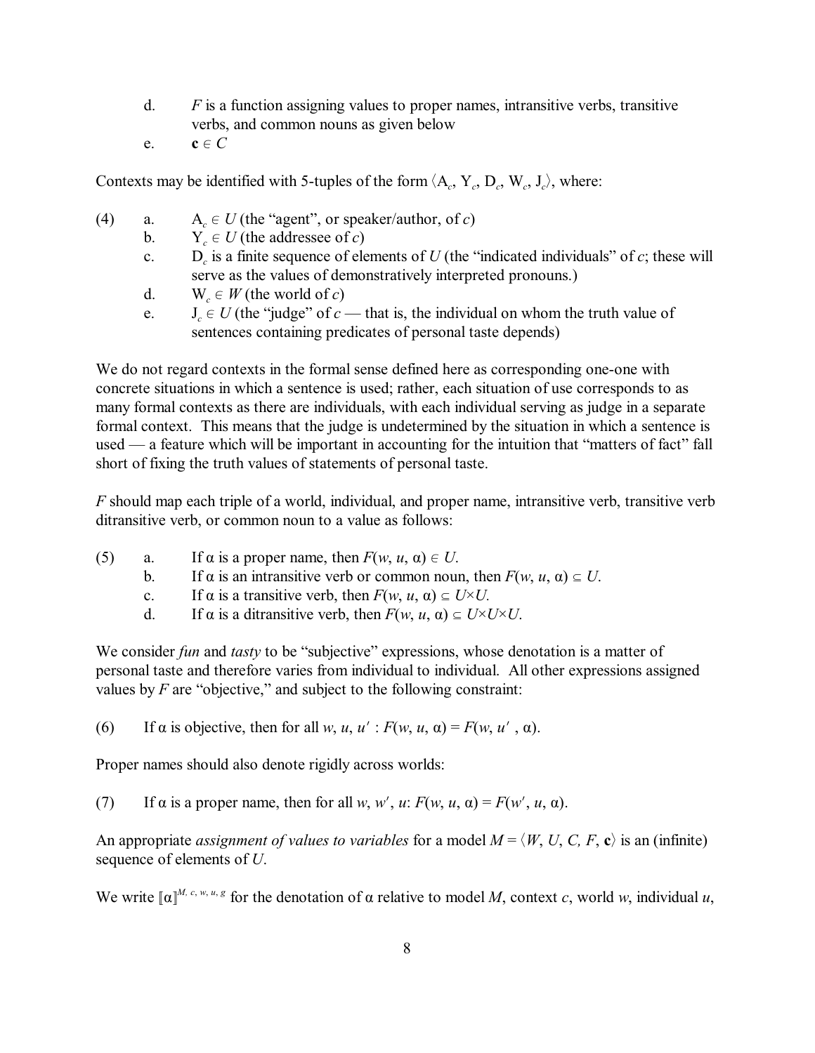d. $F$ is a function assigning values to proper names, intransitive verbs, transitive verbs, and common nouns as given below

e. $\mathbf{c} \in C$

Contexts may be identified with 5-tuples of the form $\langle A_c, Y_c, D_c, W_c, J_c \rangle$, where:

(4) a. $A_c \in U$ (the "agent", or speaker/author, of $c$)

b. $Y_c \in U$ (the addressee of $c$)

c. $D_c$ is a finite sequence of elements of $U$ (the "indicated individuals" of $c$; these will serve as the values of demonstratively interpreted pronouns.)

d. $W_c \in W$ (the world of $c$)

e. $J_c \in U$ (the "judge" of $c$ — that is, the individual on whom the truth value of sentences containing predicates of personal taste depends)

We do not regard contexts in the formal sense defined here as corresponding one-one with concrete situations in which a sentence is used; rather, each situation of use corresponds to as many formal contexts as there are individuals, with each individual serving as judge in a separate formal context. This means that the judge is undetermined by the situation in which a sentence is used — a feature which will be important in accounting for the intuition that "matters of fact" fall short of fixing the truth values of statements of personal taste.

$F$ should map each triple of a world, individual, and proper name, intransitive verb, transitive verb ditransitive verb, or common noun to a value as follows:

(5) a. If $\alpha$ is a proper name, then $F(w, u, \alpha) \in U$.

b. If $\alpha$ is an intransitive verb or common noun, then $F(w, u, \alpha) \subseteq U$.

c. If $\alpha$ is a transitive verb, then $F(w, u, \alpha) \subseteq U \times U$.

d. If $\alpha$ is a ditransitive verb, then $F(w, u, \alpha) \subseteq U \times U \times U$.

We consider *fun* and *tasty* to be "subjective" expressions, whose denotation is a matter of personal taste and therefore varies from individual to individual. All other expressions assigned values by $F$ are "objective," and subject to the following constraint:

(6) If $\alpha$ is objective, then for all $w, u, u'$ : $F(w, u, \alpha) = F(w, u', \alpha)$.

Proper names should also denote rigidly across worlds:

(7) If $\alpha$ is a proper name, then for all $w, w', u$: $F(w, u, \alpha) = F(w', u, \alpha)$.

An appropriate *assignment of values to variables* for a model $M = \langle W, U, C, F, \mathbf{c} \rangle$ is an (infinite) sequence of elements of $U$.

We write $[\![\alpha]\!]^{M, c, w, u, g}$ for the denotation of $\alpha$ relative to model $M$, context $c$, world $w$, individual $u$,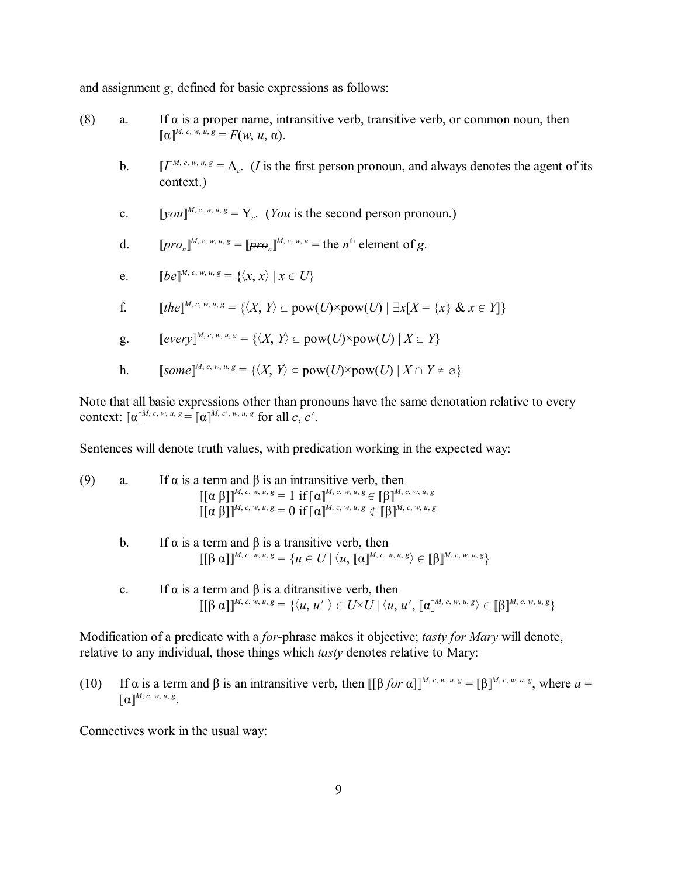and assignment $g$, defined for basic expressions as follows:

(8) a. If $\alpha$ is a proper name, intransitive verb, transitive verb, or common noun, then $[\![\alpha]\!]^{M, c, w, u, g} = F(w, u, \alpha)$.

b. $[\![I]\!]^{M, c, w, u, g} = \mathrm{A}_c$. (*I* is the first person pronoun, and always denotes the agent of its context.)

c. $[\![you]\!]^{M, c, w, u, g} = \mathrm{Y}_c$. (*You* is the second person pronoun.)

d. $[\![pro_n]\!]^{M, c, w, u, g} = [\![\text{~~pro~~}_n]\!]^{M, c, w, u} =$ the $n^{\text{th}}$ element of $g$.

e. $[\![be]\!]^{M, c, w, u, g} = \{\langle x, x\rangle \mid x \in U\}$

f. $[\![the]\!]^{M, c, w, u, g} = \{\langle X, Y\rangle \subseteq \text{pow}(U)\times\text{pow}(U) \mid \exists x[X = \{x\} \;\&\; x \in Y]\}$

g. $[\![every]\!]^{M, c, w, u, g} = \{\langle X, Y\rangle \subseteq \text{pow}(U)\times\text{pow}(U) \mid X \subseteq Y\}$

h. $[\![some]\!]^{M, c, w, u, g} = \{\langle X, Y\rangle \subseteq \text{pow}(U)\times\text{pow}(U) \mid X \cap Y \neq \varnothing\}$

Note that all basic expressions other than pronouns have the same denotation relative to every context: $[\![\alpha]\!]^{M, c, w, u, g} = [\![\alpha]\!]^{M, c', w, u, g}$ for all $c$, $c'$.

Sentences will denote truth values, with predication working in the expected way:

(9) a. If $\alpha$ is a term and $\beta$ is an intransitive verb, then
$$[\![[\alpha\ \beta]]\!]^{M, c, w, u, g} = 1 \text{ if } [\![\alpha]\!]^{M, c, w, u, g} \in [\![\beta]\!]^{M, c, w, u, g}$$
$$[\![[\alpha\ \beta]]\!]^{M, c, w, u, g} = 0 \text{ if } [\![\alpha]\!]^{M, c, w, u, g} \notin [\![\beta]\!]^{M, c, w, u, g}$$

b. If $\alpha$ is a term and $\beta$ is a transitive verb, then
$$[\![[\beta\ \alpha]]\!]^{M, c, w, u, g} = \{u \in U \mid \langle u, [\![\alpha]\!]^{M, c, w, u, g}\rangle \in [\![\beta]\!]^{M, c, w, u, g}\}$$

c. If $\alpha$ is a term and $\beta$ is a ditransitive verb, then
$$[\![[\beta\ \alpha]]\!]^{M, c, w, u, g} = \{\langle u, u'\rangle \in U\times U \mid \langle u, u', [\![\alpha]\!]^{M, c, w, u, g}\rangle \in [\![\beta]\!]^{M, c, w, u, g}\}$$

Modification of a predicate with a *for*-phrase makes it objective; *tasty for Mary* will denote, relative to any individual, those things which *tasty* denotes relative to Mary:

(10) If $\alpha$ is a term and $\beta$ is an intransitive verb, then $[\![[\beta\ for\ \alpha]]\!]^{M, c, w, u, g} = [\![\beta]\!]^{M, c, w, a, g}$, where $a = [\![\alpha]\!]^{M, c, w, u, g}$.

Connectives work in the usual way: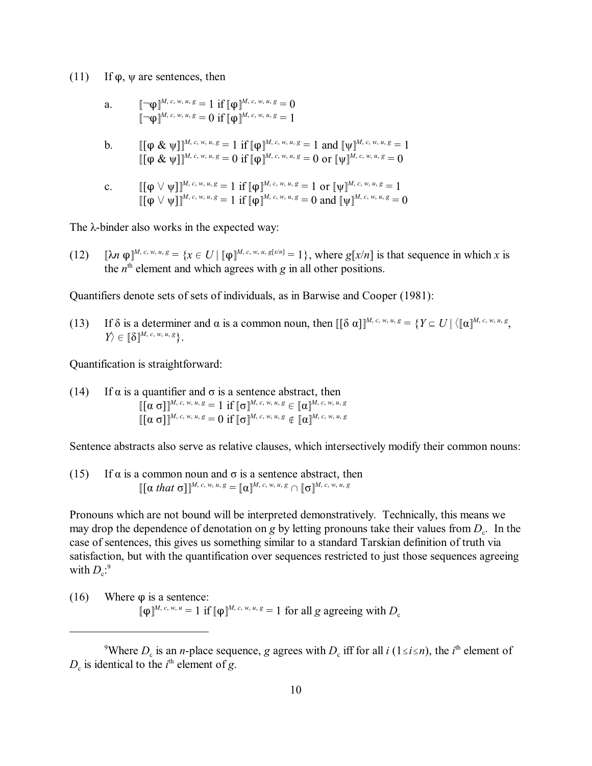(11) If φ, ψ are sentences, then

a. $[\![\neg\varphi]\!]^{M, c, w, u, g} = 1$ if $[\![\varphi]\!]^{M, c, w, u, g} = 0$
$[\![\neg\varphi]\!]^{M, c, w, u, g} = 0$ if $[\![\varphi]\!]^{M, c, w, u, g} = 1$

b. $[\![[\varphi \,\&\, \psi]]\!]^{M, c, w, u, g} = 1$ if $[\![\varphi]\!]^{M, c, w, u, g} = 1$ and $[\![\psi]\!]^{M, c, w, u, g} = 1$
$[\![[\varphi \,\&\, \psi]]\!]^{M, c, w, u, g} = 0$ if $[\![\varphi]\!]^{M, c, w, u, g} = 0$ or $[\![\psi]\!]^{M, c, w, u, g} = 0$

c. $[\![[\varphi \vee \psi]]\!]^{M, c, w, u, g} = 1$ if $[\![\varphi]\!]^{M, c, w, u, g} = 1$ or $[\![\psi]\!]^{M, c, w, u, g} = 1$
$[\![[\varphi \vee \psi]]\!]^{M, c, w, u, g} = 1$ if $[\![\varphi]\!]^{M, c, w, u, g} = 0$ and $[\![\psi]\!]^{M, c, w, u, g} = 0$

The λ-binder also works in the expected way:

(12) $[\![\lambda n\ \varphi]\!]^{M, c, w, u, g} = \{x \in U \mid [\![\varphi]\!]^{M, c, w, u, g[x/n]} = 1\}$, where $g[x/n]$ is that sequence in which $x$ is the $n^{\text{th}}$ element and which agrees with $g$ in all other positions.

Quantifiers denote sets of sets of individuals, as in Barwise and Cooper (1981):

(13) If δ is a determiner and α is a common noun, then $[\![[\delta\ \alpha]]\!]^{M, c, w, u, g} = \{Y \subseteq U \mid \langle [\![\alpha]\!]^{M, c, w, u, g}, Y\rangle \in [\![\delta]\!]^{M, c, w, u, g}\}$.

Quantification is straightforward:

(14) If α is a quantifier and σ is a sentence abstract, then
$[\![[\alpha\ \sigma]]\!]^{M, c, w, u, g} = 1$ if $[\![\sigma]\!]^{M, c, w, u, g} \in [\![\alpha]\!]^{M, c, w, u, g}$
$[\![[\alpha\ \sigma]]\!]^{M, c, w, u, g} = 0$ if $[\![\sigma]\!]^{M, c, w, u, g} \notin [\![\alpha]\!]^{M, c, w, u, g}$

Sentence abstracts also serve as relative clauses, which intersectively modify their common nouns:

(15) If α is a common noun and σ is a sentence abstract, then
$[\![[\alpha\ \textit{that}\ \sigma]]\!]^{M, c, w, u, g} = [\![\alpha]\!]^{M, c, w, u, g} \cap [\![\sigma]\!]^{M, c, w, u, g}$

Pronouns which are not bound will be interpreted demonstratively. Technically, this means we may drop the dependence of denotation on $g$ by letting pronouns take their values from $D_c$. In the case of sentences, this gives us something similar to a standard Tarskian definition of truth via satisfaction, but with the quantification over sequences restricted to just those sequences agreeing with $D_c$:[9]

(16) Where φ is a sentence:
$[\![\varphi]\!]^{M, c, w, u} = 1$ if $[\![\varphi]\!]^{M, c, w, u, g} = 1$ for all $g$ agreeing with $D_c$

---

[9]Where $D_c$ is an $n$-place sequence, $g$ agrees with $D_c$ iff for all $i$ $(1 \leq i \leq n)$, the $i^{\text{th}}$ element of $D_c$ is identical to the $i^{\text{th}}$ element of $g$.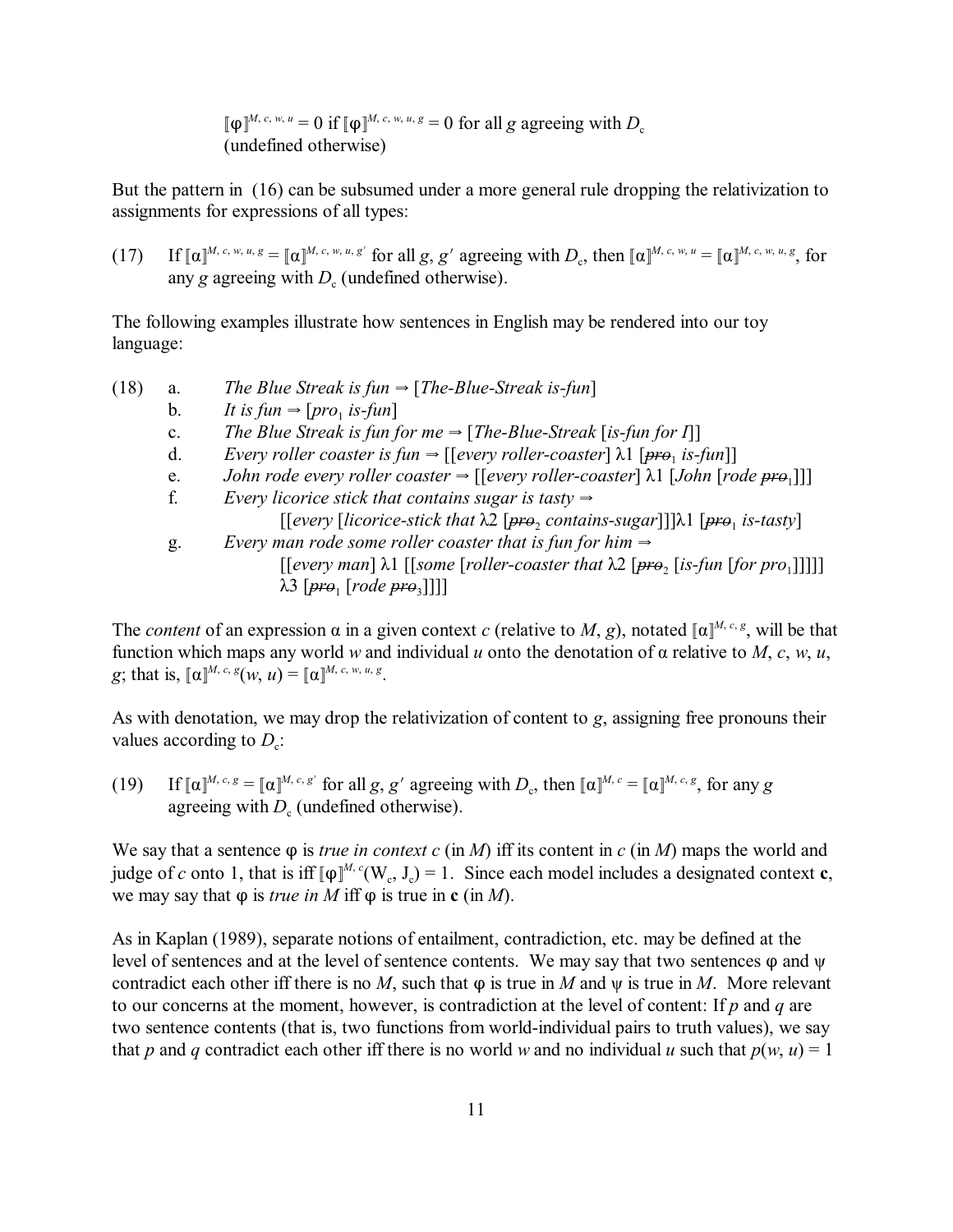$[\![\varphi]\!]^{M, c, w, u} = 0$ if $[\![\varphi]\!]^{M, c, w, u, g} = 0$ for all $g$ agreeing with $D_c$
(undefined otherwise)

But the pattern in (16) can be subsumed under a more general rule dropping the relativization to assignments for expressions of all types:

(17) If $[\![\alpha]\!]^{M, c, w, u, g} = [\![\alpha]\!]^{M, c, w, u, g'}$ for all $g$, $g'$ agreeing with $D_c$, then $[\![\alpha]\!]^{M, c, w, u} = [\![\alpha]\!]^{M, c, w, u, g}$, for any $g$ agreeing with $D_c$ (undefined otherwise).

The following examples illustrate how sentences in English may be rendered into our toy language:

(18)
a. *The Blue Streak is fun* ⇒ [*The-Blue-Streak is-fun*]
b. *It is fun* ⇒ [$pro_1$ *is-fun*]
c. *The Blue Streak is fun for me* ⇒ [*The-Blue-Streak* [*is-fun for I*]]
d. *Every roller coaster is fun* ⇒ [[*every roller-coaster*] λ1 [~~$pro_1$~~ *is-fun*]]
e. *John rode every roller coaster* ⇒ [[*every roller-coaster*] λ1 [*John* [*rode* ~~$pro_1$~~]]]
f. *Every licorice stick that contains sugar is tasty* ⇒
[[*every* [*licorice-stick that* λ2 [~~$pro_2$~~ *contains-sugar*]]]λ1 [~~$pro_1$~~ *is-tasty*]
g. *Every man rode some roller coaster that is fun for him* ⇒
[[*every man*] λ1 [[*some* [*roller-coaster that* λ2 [~~$pro_2$~~ [*is-fun* [*for* $pro_1$]]]]]
λ3 [~~$pro_1$~~ [*rode* ~~$pro_3$~~]]]]

The *content* of an expression α in a given context *c* (relative to *M*, *g*), notated $[\![\alpha]\!]^{M, c, g}$, will be that function which maps any world *w* and individual *u* onto the denotation of α relative to *M*, *c*, *w*, *u*, *g*; that is, $[\![\alpha]\!]^{M, c, g}(w, u) = [\![\alpha]\!]^{M, c, w, u, g}$.

As with denotation, we may drop the relativization of content to *g*, assigning free pronouns their values according to $D_c$:

(19) If $[\![\alpha]\!]^{M, c, g} = [\![\alpha]\!]^{M, c, g'}$ for all $g$, $g'$ agreeing with $D_c$, then $[\![\alpha]\!]^{M, c} = [\![\alpha]\!]^{M, c, g}$, for any $g$ agreeing with $D_c$ (undefined otherwise).

We say that a sentence φ is *true in context c* (in *M*) iff its content in *c* (in *M*) maps the world and judge of *c* onto 1, that is iff $[\![\varphi]\!]^{M, c}(W_c, J_c) = 1$. Since each model includes a designated context **c**, we may say that φ is *true in M* iff φ is true in **c** (in *M*).

As in Kaplan (1989), separate notions of entailment, contradiction, etc. may be defined at the level of sentences and at the level of sentence contents. We may say that two sentences φ and ψ contradict each other iff there is no *M*, such that φ is true in *M* and ψ is true in *M*. More relevant to our concerns at the moment, however, is contradiction at the level of content: If *p* and *q* are two sentence contents (that is, two functions from world-individual pairs to truth values), we say that *p* and *q* contradict each other iff there is no world *w* and no individual *u* such that $p(w, u) = 1$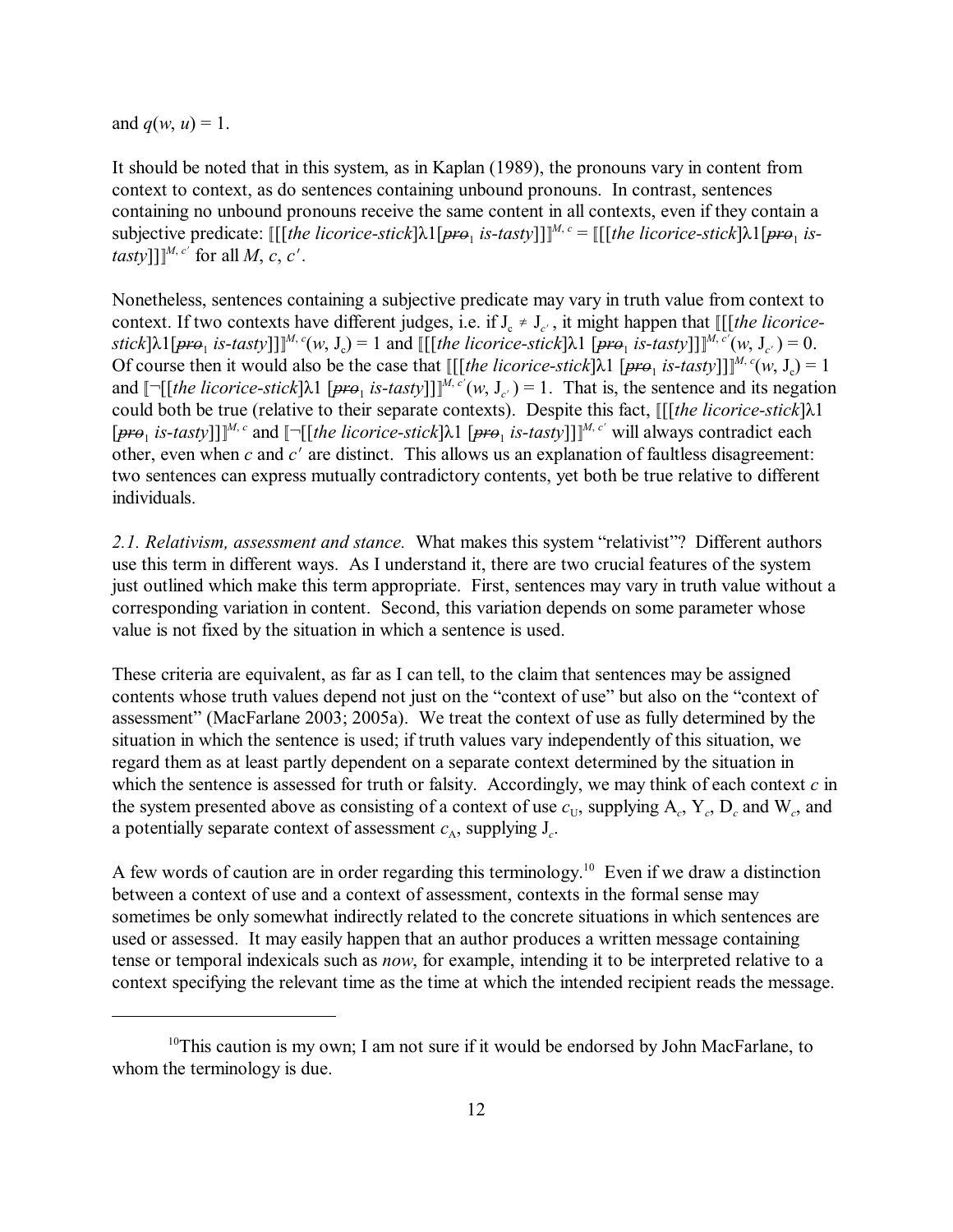and $q(w, u) = 1$.

It should be noted that in this system, as in Kaplan (1989), the pronouns vary in content from context to context, as do sentences containing unbound pronouns. In contrast, sentences containing no unbound pronouns receive the same content in all contexts, even if they contain a subjective predicate: $[\![[\textit{the licorice-stick}]\lambda 1[\sout{\textit{pro}}_1\ \textit{is-tasty}]]]\!]^{M,c} = [\![[\textit{the licorice-stick}]\lambda 1[\sout{\textit{pro}}_1\ \textit{is-tasty}]]]\!]^{M,c'}$ for all $M$, $c$, $c'$.

Nonetheless, sentences containing a subjective predicate may vary in truth value from context to context. If two contexts have different judges, i.e. if $J_c \neq J_{c'}$, it might happen that $[\![[\textit{the licorice-stick}]\lambda 1[\sout{\textit{pro}}_1\ \textit{is-tasty}]]]\!]^{M,c}(w, J_c) = 1$ and $[\![[\textit{the licorice-stick}]\lambda 1\ [\sout{\textit{pro}}_1\ \textit{is-tasty}]]]\!]^{M,c'}(w, J_{c'}) = 0$. Of course then it would also be the case that $[\![[\textit{the licorice-stick}]\lambda 1\ [\sout{\textit{pro}}_1\ \textit{is-tasty}]]]\!]^{M,c}(w, J_c) = 1$ and $[\![\neg[[\textit{the licorice-stick}]\lambda 1\ [\sout{\textit{pro}}_1\ \textit{is-tasty}]]]\!]^{M,c'}(w, J_{c'}) = 1$. That is, the sentence and its negation could both be true (relative to their separate contexts). Despite this fact, $[\![[\textit{the licorice-stick}]\lambda 1\ [\sout{\textit{pro}}_1\ \textit{is-tasty}]]]\!]^{M,c}$ and $[\![\neg[[\textit{the licorice-stick}]\lambda 1\ [\sout{\textit{pro}}_1\ \textit{is-tasty}]]]\!]^{M,c'}$ will always contradict each other, even when $c$ and $c'$ are distinct. This allows us an explanation of faultless disagreement: two sentences can express mutually contradictory contents, yet both be true relative to different individuals.

*2.1. Relativism, assessment and stance.* What makes this system "relativist"? Different authors use this term in different ways. As I understand it, there are two crucial features of the system just outlined which make this term appropriate. First, sentences may vary in truth value without a corresponding variation in content. Second, this variation depends on some parameter whose value is not fixed by the situation in which a sentence is used.

These criteria are equivalent, as far as I can tell, to the claim that sentences may be assigned contents whose truth values depend not just on the "context of use" but also on the "context of assessment" (MacFarlane 2003; 2005a). We treat the context of use as fully determined by the situation in which the sentence is used; if truth values vary independently of this situation, we regard them as at least partly dependent on a separate context determined by the situation in which the sentence is assessed for truth or falsity. Accordingly, we may think of each context $c$ in the system presented above as consisting of a context of use $c_U$, supplying $A_c$, $Y_c$, $D_c$ and $W_c$, and a potentially separate context of assessment $c_A$, supplying $J_c$.

A few words of caution are in order regarding this terminology.[10] Even if we draw a distinction between a context of use and a context of assessment, contexts in the formal sense may sometimes be only somewhat indirectly related to the concrete situations in which sentences are used or assessed. It may easily happen that an author produces a written message containing tense or temporal indexicals such as *now*, for example, intending it to be interpreted relative to a context specifying the relevant time as the time at which the intended recipient reads the message.

---

[10]This caution is my own; I am not sure if it would be endorsed by John MacFarlane, to whom the terminology is due.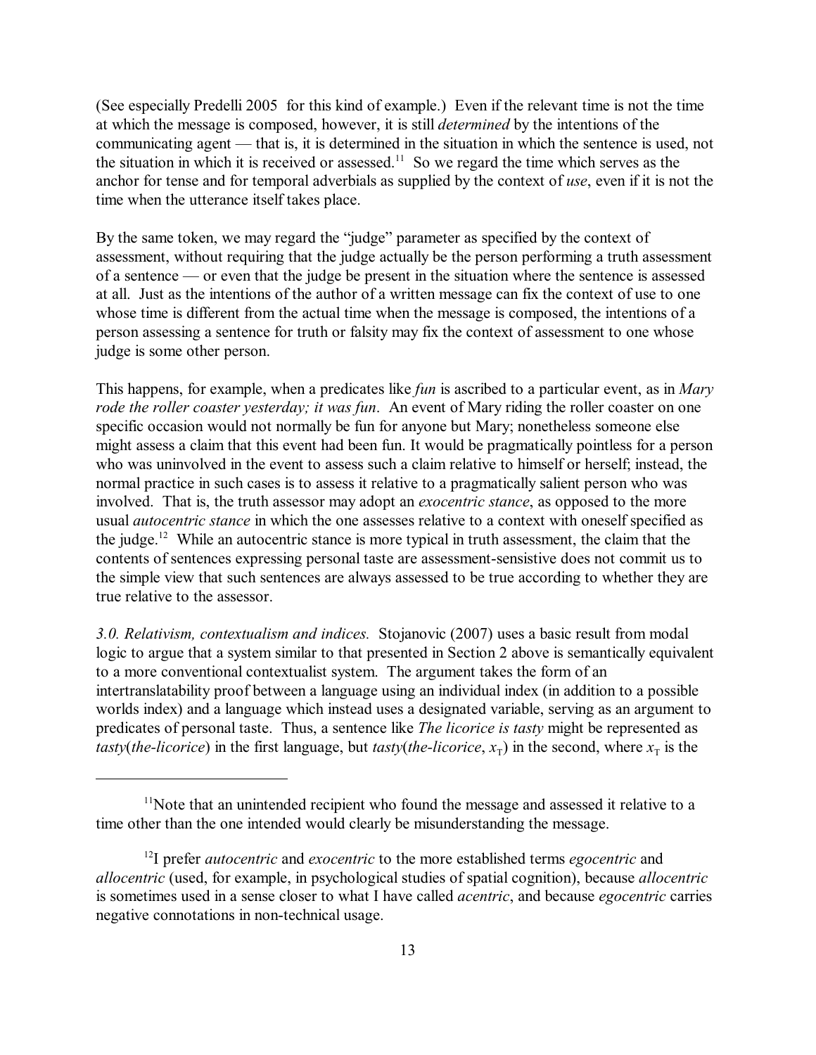(See especially Predelli 2005 for this kind of example.) Even if the relevant time is not the time at which the message is composed, however, it is still *determined* by the intentions of the communicating agent — that is, it is determined in the situation in which the sentence is used, not the situation in which it is received or assessed.[11] So we regard the time which serves as the anchor for tense and for temporal adverbials as supplied by the context of *use*, even if it is not the time when the utterance itself takes place.

By the same token, we may regard the "judge" parameter as specified by the context of assessment, without requiring that the judge actually be the person performing a truth assessment of a sentence — or even that the judge be present in the situation where the sentence is assessed at all. Just as the intentions of the author of a written message can fix the context of use to one whose time is different from the actual time when the message is composed, the intentions of a person assessing a sentence for truth or falsity may fix the context of assessment to one whose judge is some other person.

This happens, for example, when a predicates like *fun* is ascribed to a particular event, as in *Mary rode the roller coaster yesterday; it was fun*. An event of Mary riding the roller coaster on one specific occasion would not normally be fun for anyone but Mary; nonetheless someone else might assess a claim that this event had been fun. It would be pragmatically pointless for a person who was uninvolved in the event to assess such a claim relative to himself or herself; instead, the normal practice in such cases is to assess it relative to a pragmatically salient person who was involved. That is, the truth assessor may adopt an *exocentric stance*, as opposed to the more usual *autocentric stance* in which the one assesses relative to a context with oneself specified as the judge.[12] While an autocentric stance is more typical in truth assessment, the claim that the contents of sentences expressing personal taste are assessment-sensistive does not commit us to the simple view that such sentences are always assessed to be true according to whether they are true relative to the assessor.

*3.0. Relativism, contextualism and indices.* Stojanovic (2007) uses a basic result from modal logic to argue that a system similar to that presented in Section 2 above is semantically equivalent to a more conventional contextualist system. The argument takes the form of an intertranslatability proof between a language using an individual index (in addition to a possible worlds index) and a language which instead uses a designated variable, serving as an argument to predicates of personal taste. Thus, a sentence like *The licorice is tasty* might be represented as *tasty*(*the-licorice*) in the first language, but *tasty*(*the-licorice*, $x_T$) in the second, where $x_T$ is the

---

[11] Note that an unintended recipient who found the message and assessed it relative to a time other than the one intended would clearly be misunderstanding the message.

[12] I prefer *autocentric* and *exocentric* to the more established terms *egocentric* and *allocentric* (used, for example, in psychological studies of spatial cognition), because *allocentric* is sometimes used in a sense closer to what I have called *acentric*, and because *egocentric* carries negative connotations in non-technical usage.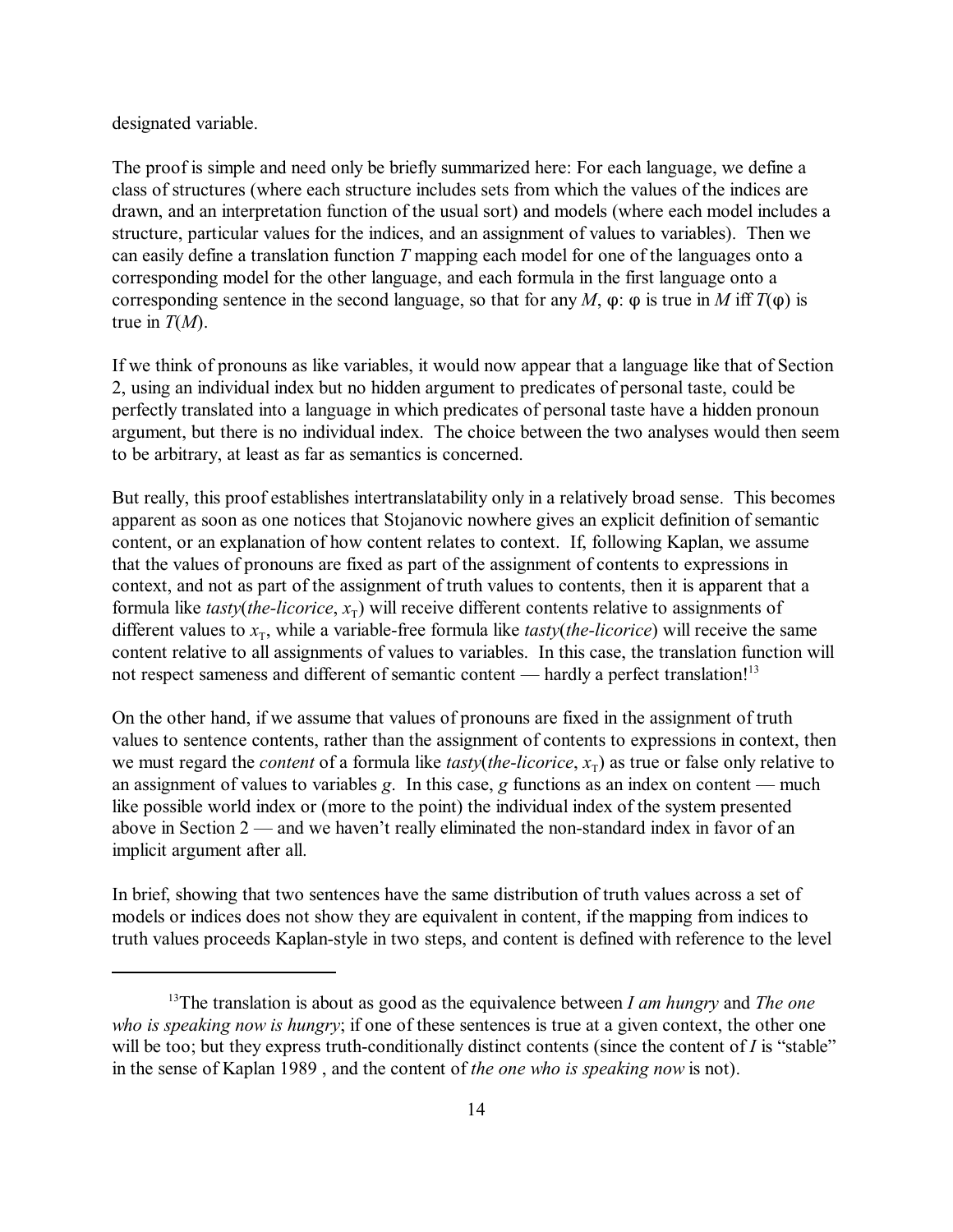designated variable.

The proof is simple and need only be briefly summarized here: For each language, we define a class of structures (where each structure includes sets from which the values of the indices are drawn, and an interpretation function of the usual sort) and models (where each model includes a structure, particular values for the indices, and an assignment of values to variables). Then we can easily define a translation function $T$ mapping each model for one of the languages onto a corresponding model for the other language, and each formula in the first language onto a corresponding sentence in the second language, so that for any $M$, $\varphi$: $\varphi$ is true in $M$ iff $T(\varphi)$ is true in $T(M)$.

If we think of pronouns as like variables, it would now appear that a language like that of Section 2, using an individual index but no hidden argument to predicates of personal taste, could be perfectly translated into a language in which predicates of personal taste have a hidden pronoun argument, but there is no individual index. The choice between the two analyses would then seem to be arbitrary, at least as far as semantics is concerned.

But really, this proof establishes intertranslatability only in a relatively broad sense. This becomes apparent as soon as one notices that Stojanovic nowhere gives an explicit definition of semantic content, or an explanation of how content relates to context. If, following Kaplan, we assume that the values of pronouns are fixed as part of the assignment of contents to expressions in context, and not as part of the assignment of truth values to contents, then it is apparent that a formula like *tasty*(*the-licorice*, $x_T$) will receive different contents relative to assignments of different values to $x_T$, while a variable-free formula like *tasty*(*the-licorice*) will receive the same content relative to all assignments of values to variables. In this case, the translation function will not respect sameness and different of semantic content — hardly a perfect translation![13]

On the other hand, if we assume that values of pronouns are fixed in the assignment of truth values to sentence contents, rather than the assignment of contents to expressions in context, then we must regard the *content* of a formula like *tasty*(*the-licorice*, $x_T$) as true or false only relative to an assignment of values to variables $g$. In this case, $g$ functions as an index on content — much like possible world index or (more to the point) the individual index of the system presented above in Section 2 — and we haven't really eliminated the non-standard index in favor of an implicit argument after all.

In brief, showing that two sentences have the same distribution of truth values across a set of models or indices does not show they are equivalent in content, if the mapping from indices to truth values proceeds Kaplan-style in two steps, and content is defined with reference to the level

---

[13]The translation is about as good as the equivalence between *I am hungry* and *The one who is speaking now is hungry*; if one of these sentences is true at a given context, the other one will be too; but they express truth-conditionally distinct contents (since the content of *I* is "stable" in the sense of Kaplan 1989 , and the content of *the one who is speaking now* is not).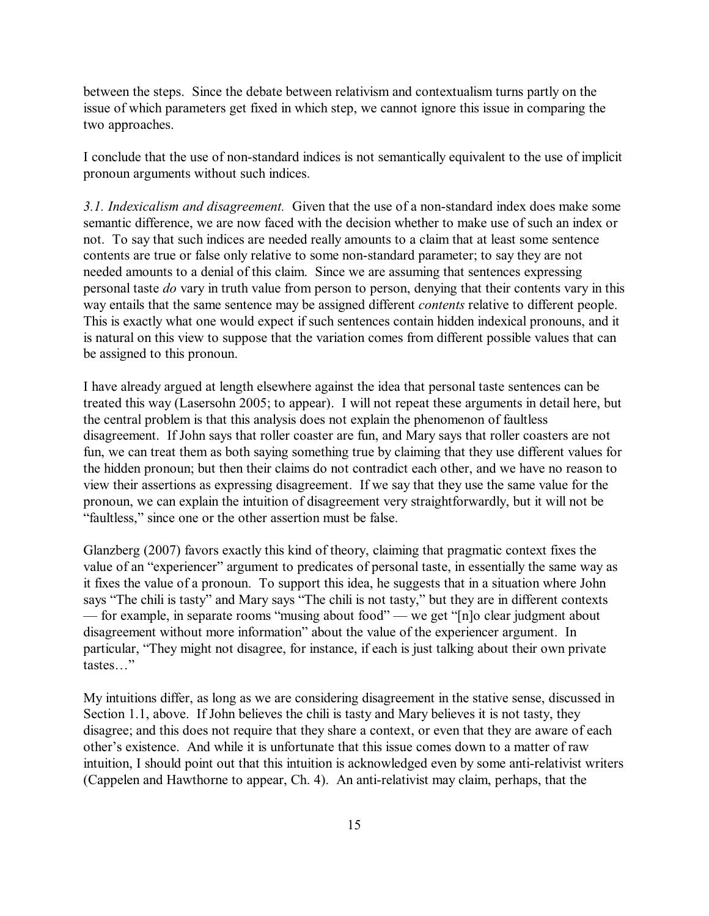between the steps. Since the debate between relativism and contextualism turns partly on the issue of which parameters get fixed in which step, we cannot ignore this issue in comparing the two approaches.

I conclude that the use of non-standard indices is not semantically equivalent to the use of implicit pronoun arguments without such indices.

*3.1. Indexicalism and disagreement.* Given that the use of a non-standard index does make some semantic difference, we are now faced with the decision whether to make use of such an index or not. To say that such indices are needed really amounts to a claim that at least some sentence contents are true or false only relative to some non-standard parameter; to say they are not needed amounts to a denial of this claim. Since we are assuming that sentences expressing personal taste *do* vary in truth value from person to person, denying that their contents vary in this way entails that the same sentence may be assigned different *contents* relative to different people. This is exactly what one would expect if such sentences contain hidden indexical pronouns, and it is natural on this view to suppose that the variation comes from different possible values that can be assigned to this pronoun.

I have already argued at length elsewhere against the idea that personal taste sentences can be treated this way (Lasersohn 2005; to appear). I will not repeat these arguments in detail here, but the central problem is that this analysis does not explain the phenomenon of faultless disagreement. If John says that roller coaster are fun, and Mary says that roller coasters are not fun, we can treat them as both saying something true by claiming that they use different values for the hidden pronoun; but then their claims do not contradict each other, and we have no reason to view their assertions as expressing disagreement. If we say that they use the same value for the pronoun, we can explain the intuition of disagreement very straightforwardly, but it will not be "faultless," since one or the other assertion must be false.

Glanzberg (2007) favors exactly this kind of theory, claiming that pragmatic context fixes the value of an "experiencer" argument to predicates of personal taste, in essentially the same way as it fixes the value of a pronoun. To support this idea, he suggests that in a situation where John says "The chili is tasty" and Mary says "The chili is not tasty," but they are in different contexts — for example, in separate rooms "musing about food" — we get "[n]o clear judgment about disagreement without more information" about the value of the experiencer argument. In particular, "They might not disagree, for instance, if each is just talking about their own private tastes…"

My intuitions differ, as long as we are considering disagreement in the stative sense, discussed in Section 1.1, above. If John believes the chili is tasty and Mary believes it is not tasty, they disagree; and this does not require that they share a context, or even that they are aware of each other's existence. And while it is unfortunate that this issue comes down to a matter of raw intuition, I should point out that this intuition is acknowledged even by some anti-relativist writers (Cappelen and Hawthorne to appear, Ch. 4). An anti-relativist may claim, perhaps, that the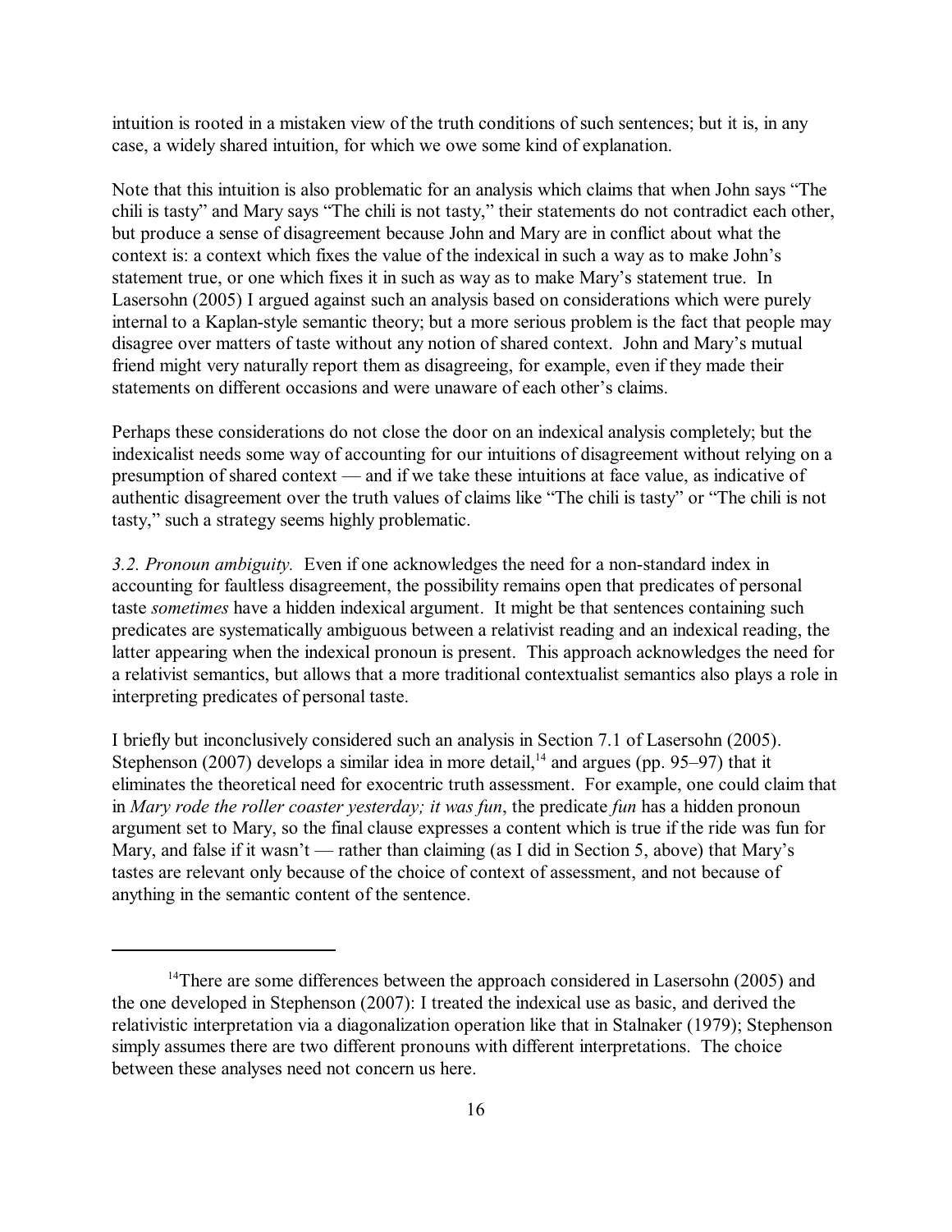intuition is rooted in a mistaken view of the truth conditions of such sentences; but it is, in any case, a widely shared intuition, for which we owe some kind of explanation.

Note that this intuition is also problematic for an analysis which claims that when John says "The chili is tasty" and Mary says "The chili is not tasty," their statements do not contradict each other, but produce a sense of disagreement because John and Mary are in conflict about what the context is: a context which fixes the value of the indexical in such a way as to make John's statement true, or one which fixes it in such as way as to make Mary's statement true. In Lasersohn (2005) I argued against such an analysis based on considerations which were purely internal to a Kaplan-style semantic theory; but a more serious problem is the fact that people may disagree over matters of taste without any notion of shared context. John and Mary's mutual friend might very naturally report them as disagreeing, for example, even if they made their statements on different occasions and were unaware of each other's claims.

Perhaps these considerations do not close the door on an indexical analysis completely; but the indexicalist needs some way of accounting for our intuitions of disagreement without relying on a presumption of shared context — and if we take these intuitions at face value, as indicative of authentic disagreement over the truth values of claims like "The chili is tasty" or "The chili is not tasty," such a strategy seems highly problematic.

*3.2. Pronoun ambiguity.* Even if one acknowledges the need for a non-standard index in accounting for faultless disagreement, the possibility remains open that predicates of personal taste *sometimes* have a hidden indexical argument. It might be that sentences containing such predicates are systematically ambiguous between a relativist reading and an indexical reading, the latter appearing when the indexical pronoun is present. This approach acknowledges the need for a relativist semantics, but allows that a more traditional contextualist semantics also plays a role in interpreting predicates of personal taste.

I briefly but inconclusively considered such an analysis in Section 7.1 of Lasersohn (2005). Stephenson (2007) develops a similar idea in more detail,[14] and argues (pp. 95–97) that it eliminates the theoretical need for exocentric truth assessment. For example, one could claim that in *Mary rode the roller coaster yesterday; it was fun*, the predicate *fun* has a hidden pronoun argument set to Mary, so the final clause expresses a content which is true if the ride was fun for Mary, and false if it wasn't — rather than claiming (as I did in Section 5, above) that Mary's tastes are relevant only because of the choice of context of assessment, and not because of anything in the semantic content of the sentence.

---

[14]There are some differences between the approach considered in Lasersohn (2005) and the one developed in Stephenson (2007): I treated the indexical use as basic, and derived the relativistic interpretation via a diagonalization operation like that in Stalnaker (1979); Stephenson simply assumes there are two different pronouns with different interpretations. The choice between these analyses need not concern us here.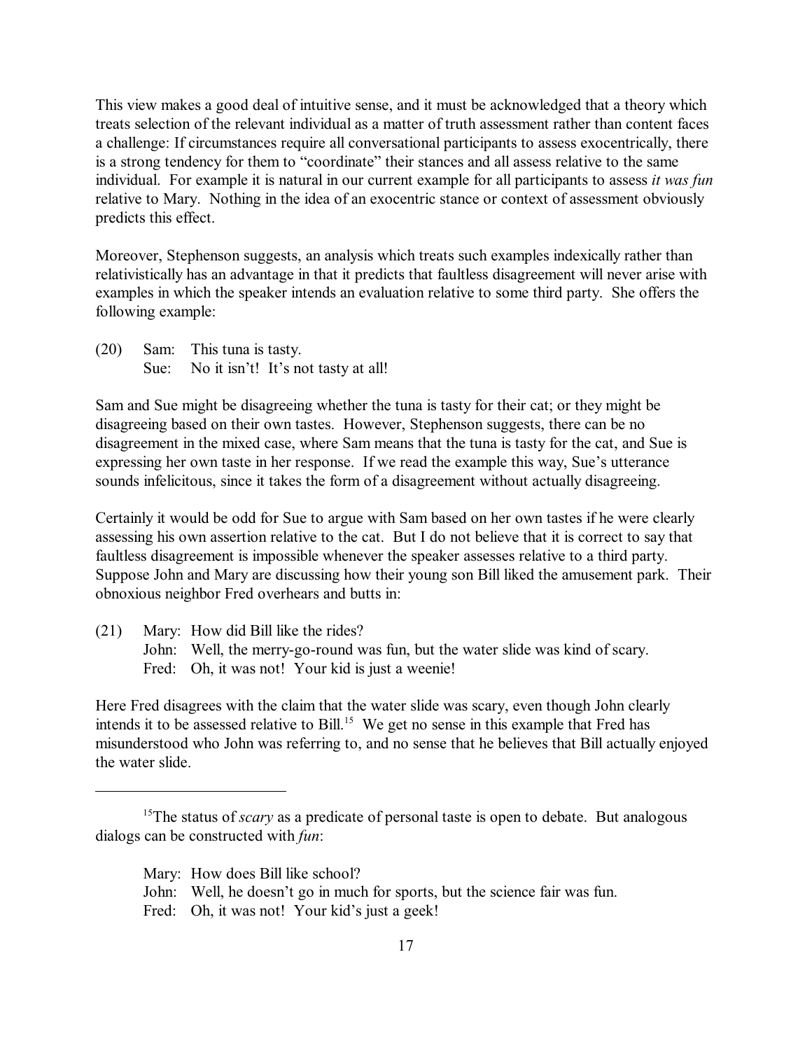This view makes a good deal of intuitive sense, and it must be acknowledged that a theory which treats selection of the relevant individual as a matter of truth assessment rather than content faces a challenge: If circumstances require all conversational participants to assess exocentrically, there is a strong tendency for them to "coordinate" their stances and all assess relative to the same individual. For example it is natural in our current example for all participants to assess *it was fun* relative to Mary. Nothing in the idea of an exocentric stance or context of assessment obviously predicts this effect.

Moreover, Stephenson suggests, an analysis which treats such examples indexically rather than relativistically has an advantage in that it predicts that faultless disagreement will never arise with examples in which the speaker intends an evaluation relative to some third party. She offers the following example:

(20) Sam: This tuna is tasty.
Sue: No it isn't! It's not tasty at all!

Sam and Sue might be disagreeing whether the tuna is tasty for their cat; or they might be disagreeing based on their own tastes. However, Stephenson suggests, there can be no disagreement in the mixed case, where Sam means that the tuna is tasty for the cat, and Sue is expressing her own taste in her response. If we read the example this way, Sue's utterance sounds infelicitous, since it takes the form of a disagreement without actually disagreeing.

Certainly it would be odd for Sue to argue with Sam based on her own tastes if he were clearly assessing his own assertion relative to the cat. But I do not believe that it is correct to say that faultless disagreement is impossible whenever the speaker assesses relative to a third party. Suppose John and Mary are discussing how their young son Bill liked the amusement park. Their obnoxious neighbor Fred overhears and butts in:

(21) Mary: How did Bill like the rides?
John: Well, the merry-go-round was fun, but the water slide was kind of scary.
Fred: Oh, it was not! Your kid is just a weenie!

Here Fred disagrees with the claim that the water slide was scary, even though John clearly intends it to be assessed relative to Bill.[15] We get no sense in this example that Fred has misunderstood who John was referring to, and no sense that he believes that Bill actually enjoyed the water slide.

---

[15] The status of *scary* as a predicate of personal taste is open to debate. But analogous dialogs can be constructed with *fun*:

Mary: How does Bill like school?
John: Well, he doesn't go in much for sports, but the science fair was fun.
Fred: Oh, it was not! Your kid's just a geek!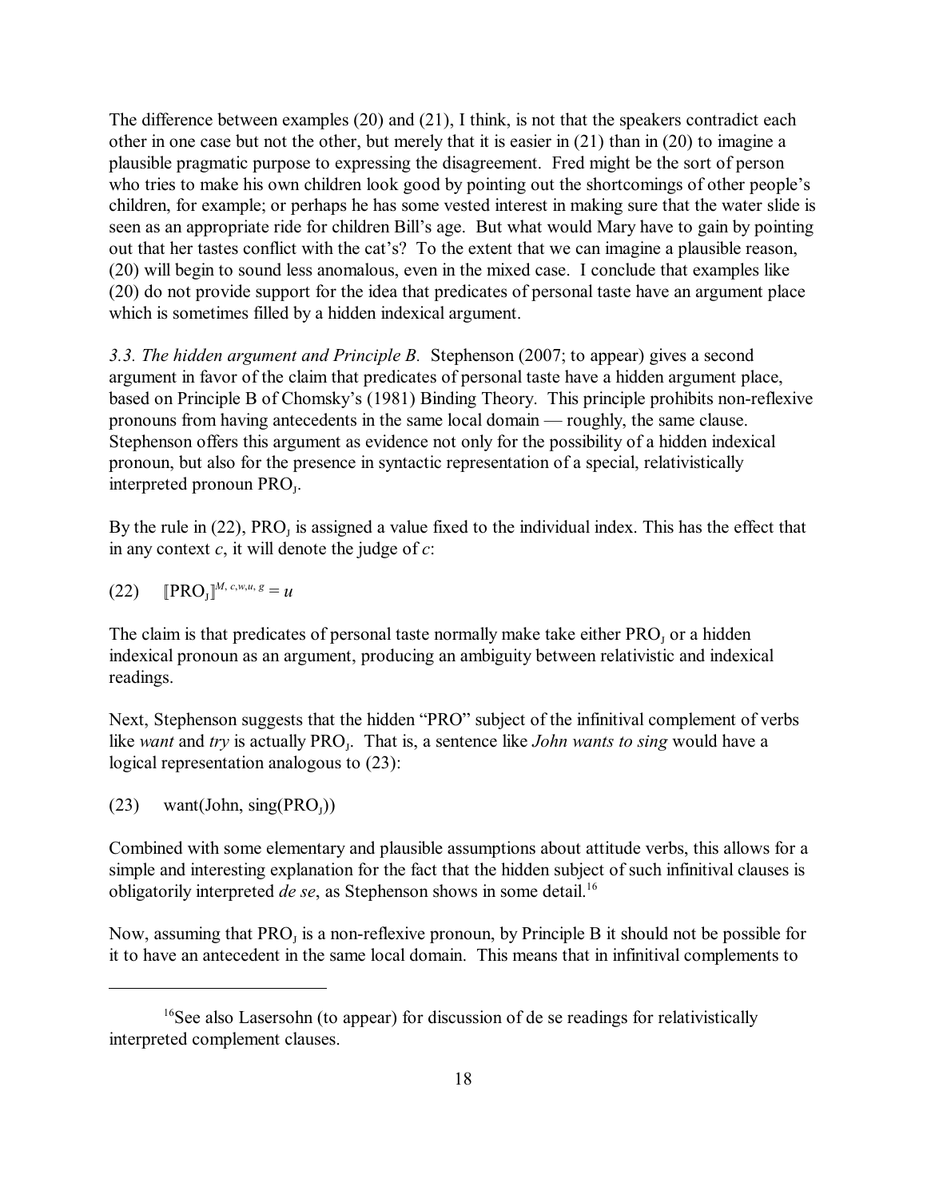The difference between examples (20) and (21), I think, is not that the speakers contradict each other in one case but not the other, but merely that it is easier in (21) than in (20) to imagine a plausible pragmatic purpose to expressing the disagreement. Fred might be the sort of person who tries to make his own children look good by pointing out the shortcomings of other people's children, for example; or perhaps he has some vested interest in making sure that the water slide is seen as an appropriate ride for children Bill's age. But what would Mary have to gain by pointing out that her tastes conflict with the cat's? To the extent that we can imagine a plausible reason, (20) will begin to sound less anomalous, even in the mixed case. I conclude that examples like (20) do not provide support for the idea that predicates of personal taste have an argument place which is sometimes filled by a hidden indexical argument.

*3.3. The hidden argument and Principle B.* Stephenson (2007; to appear) gives a second argument in favor of the claim that predicates of personal taste have a hidden argument place, based on Principle B of Chomsky's (1981) Binding Theory. This principle prohibits non-reflexive pronouns from having antecedents in the same local domain — roughly, the same clause. Stephenson offers this argument as evidence not only for the possibility of a hidden indexical pronoun, but also for the presence in syntactic representation of a special, relativistically interpreted pronoun $\text{PRO}_J$.

By the rule in (22), $\text{PRO}_J$ is assigned a value fixed to the individual index. This has the effect that in any context *c*, it will denote the judge of *c*:

(22) $[\![\text{PRO}_J]\!]^{M,\, c, w, u,\, g} = u$

The claim is that predicates of personal taste normally make take either $\text{PRO}_J$ or a hidden indexical pronoun as an argument, producing an ambiguity between relativistic and indexical readings.

Next, Stephenson suggests that the hidden "PRO" subject of the infinitival complement of verbs like *want* and *try* is actually $\text{PRO}_J$. That is, a sentence like *John wants to sing* would have a logical representation analogous to (23):

(23) want(John, sing($\text{PRO}_J$))

Combined with some elementary and plausible assumptions about attitude verbs, this allows for a simple and interesting explanation for the fact that the hidden subject of such infinitival clauses is obligatorily interpreted *de se*, as Stephenson shows in some detail.[16]

Now, assuming that $\text{PRO}_J$ is a non-reflexive pronoun, by Principle B it should not be possible for it to have an antecedent in the same local domain. This means that in infinitival complements to

[16] See also Lasersohn (to appear) for discussion of de se readings for relativistically interpreted complement clauses.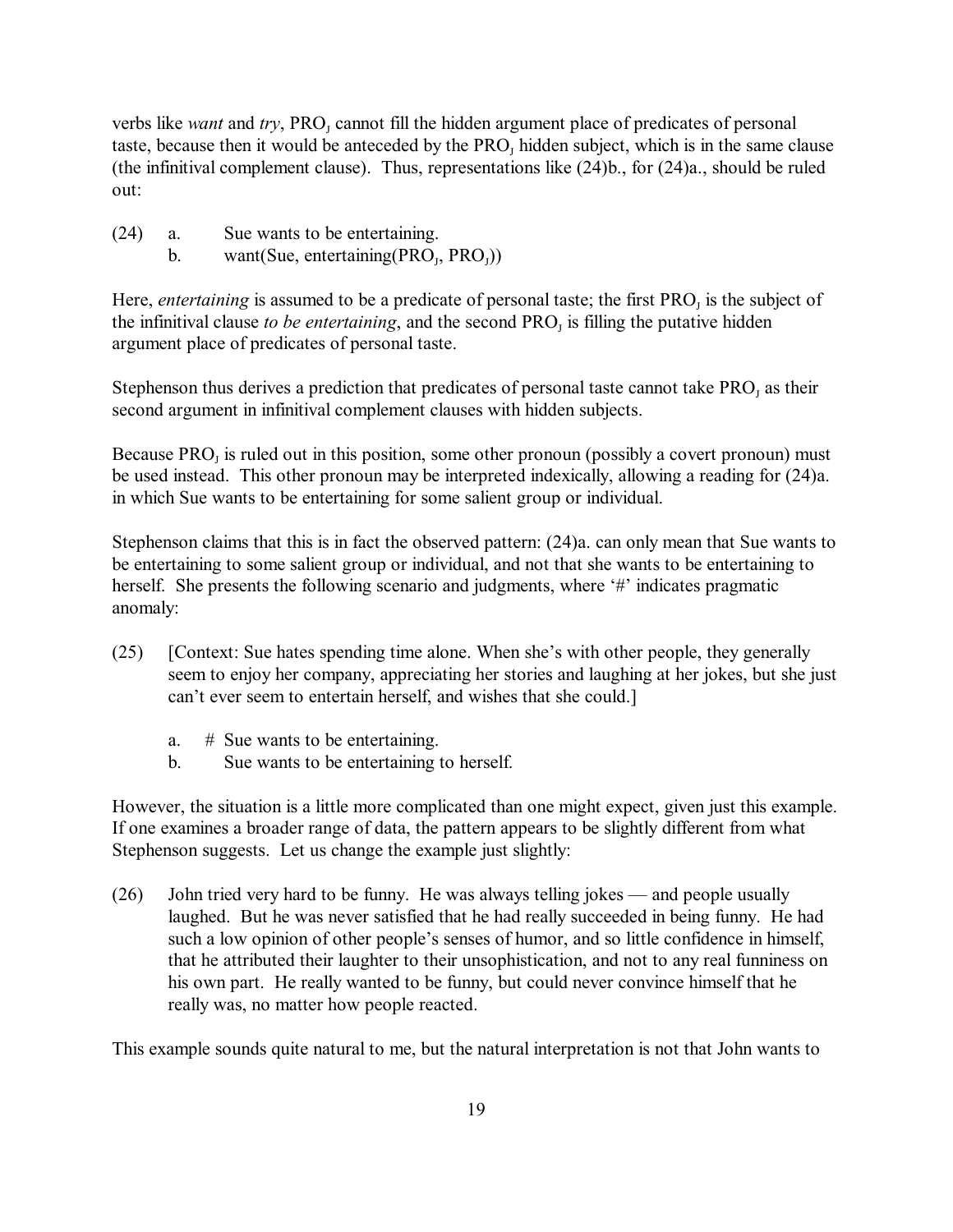verbs like *want* and *try*, $PRO_J$ cannot fill the hidden argument place of predicates of personal taste, because then it would be anteceded by the $PRO_J$ hidden subject, which is in the same clause (the infinitival complement clause). Thus, representations like (24)b., for (24)a., should be ruled out:

(24) a. Sue wants to be entertaining.

b. want(Sue, entertaining($PRO_J$, $PRO_J$))

Here, *entertaining* is assumed to be a predicate of personal taste; the first $PRO_J$ is the subject of the infinitival clause *to be entertaining*, and the second $PRO_J$ is filling the putative hidden argument place of predicates of personal taste.

Stephenson thus derives a prediction that predicates of personal taste cannot take $PRO_J$ as their second argument in infinitival complement clauses with hidden subjects.

Because $PRO_J$ is ruled out in this position, some other pronoun (possibly a covert pronoun) must be used instead. This other pronoun may be interpreted indexically, allowing a reading for (24)a. in which Sue wants to be entertaining for some salient group or individual.

Stephenson claims that this is in fact the observed pattern: (24)a. can only mean that Sue wants to be entertaining to some salient group or individual, and not that she wants to be entertaining to herself. She presents the following scenario and judgments, where '#' indicates pragmatic anomaly:

(25) [Context: Sue hates spending time alone. When she's with other people, they generally seem to enjoy her company, appreciating her stories and laughing at her jokes, but she just can't ever seem to entertain herself, and wishes that she could.]

a. # Sue wants to be entertaining.

b. Sue wants to be entertaining to herself.

However, the situation is a little more complicated than one might expect, given just this example. If one examines a broader range of data, the pattern appears to be slightly different from what Stephenson suggests. Let us change the example just slightly:

(26) John tried very hard to be funny. He was always telling jokes — and people usually laughed. But he was never satisfied that he had really succeeded in being funny. He had such a low opinion of other people's senses of humor, and so little confidence in himself, that he attributed their laughter to their unsophistication, and not to any real funniness on his own part. He really wanted to be funny, but could never convince himself that he really was, no matter how people reacted.

This example sounds quite natural to me, but the natural interpretation is not that John wants to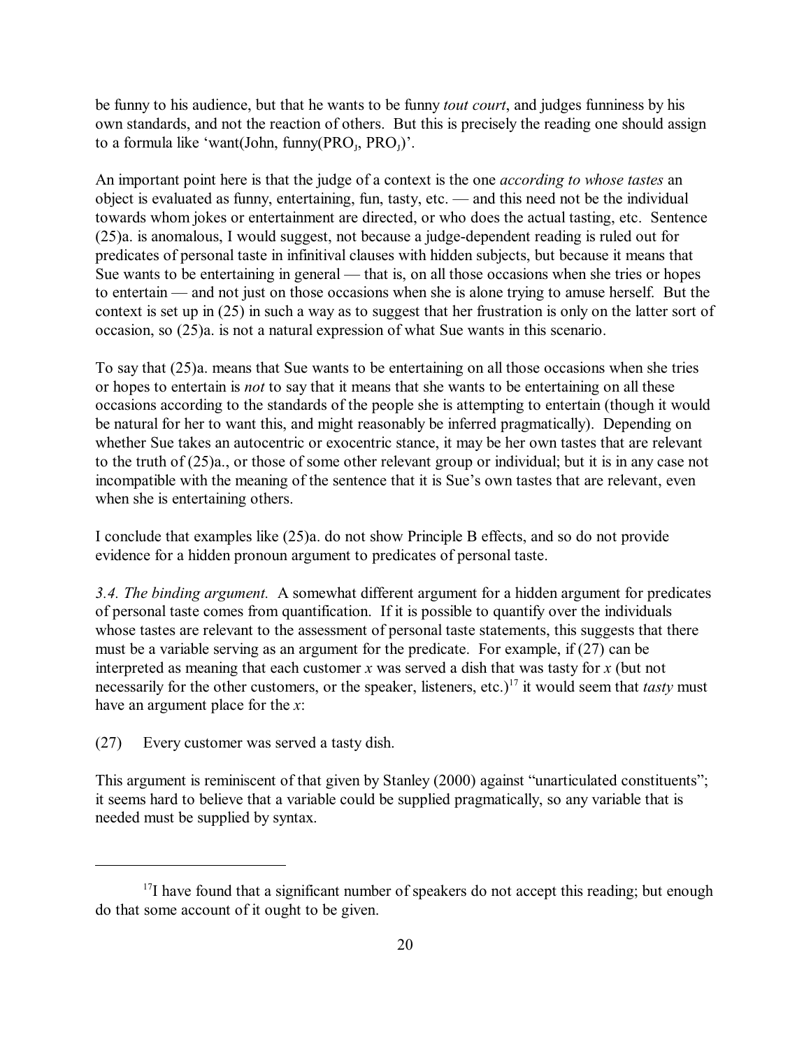be funny to his audience, but that he wants to be funny *tout court*, and judges funniness by his own standards, and not the reaction of others. But this is precisely the reading one should assign to a formula like 'want(John, funny($PRO_J$, $PRO_J$)'.

An important point here is that the judge of a context is the one *according to whose tastes* an object is evaluated as funny, entertaining, fun, tasty, etc. — and this need not be the individual towards whom jokes or entertainment are directed, or who does the actual tasting, etc. Sentence (25)a. is anomalous, I would suggest, not because a judge-dependent reading is ruled out for predicates of personal taste in infinitival clauses with hidden subjects, but because it means that Sue wants to be entertaining in general — that is, on all those occasions when she tries or hopes to entertain — and not just on those occasions when she is alone trying to amuse herself. But the context is set up in (25) in such a way as to suggest that her frustration is only on the latter sort of occasion, so (25)a. is not a natural expression of what Sue wants in this scenario.

To say that (25)a. means that Sue wants to be entertaining on all those occasions when she tries or hopes to entertain is *not* to say that it means that she wants to be entertaining on all these occasions according to the standards of the people she is attempting to entertain (though it would be natural for her to want this, and might reasonably be inferred pragmatically). Depending on whether Sue takes an autocentric or exocentric stance, it may be her own tastes that are relevant to the truth of (25)a., or those of some other relevant group or individual; but it is in any case not incompatible with the meaning of the sentence that it is Sue's own tastes that are relevant, even when she is entertaining others.

I conclude that examples like (25)a. do not show Principle B effects, and so do not provide evidence for a hidden pronoun argument to predicates of personal taste.

*3.4. The binding argument.* A somewhat different argument for a hidden argument for predicates of personal taste comes from quantification. If it is possible to quantify over the individuals whose tastes are relevant to the assessment of personal taste statements, this suggests that there must be a variable serving as an argument for the predicate. For example, if (27) can be interpreted as meaning that each customer $x$ was served a dish that was tasty for $x$ (but not necessarily for the other customers, or the speaker, listeners, etc.)[17] it would seem that *tasty* must have an argument place for the $x$:

(27) Every customer was served a tasty dish.

This argument is reminiscent of that given by Stanley (2000) against "unarticulated constituents"; it seems hard to believe that a variable could be supplied pragmatically, so any variable that is needed must be supplied by syntax.

---

[17] I have found that a significant number of speakers do not accept this reading; but enough do that some account of it ought to be given.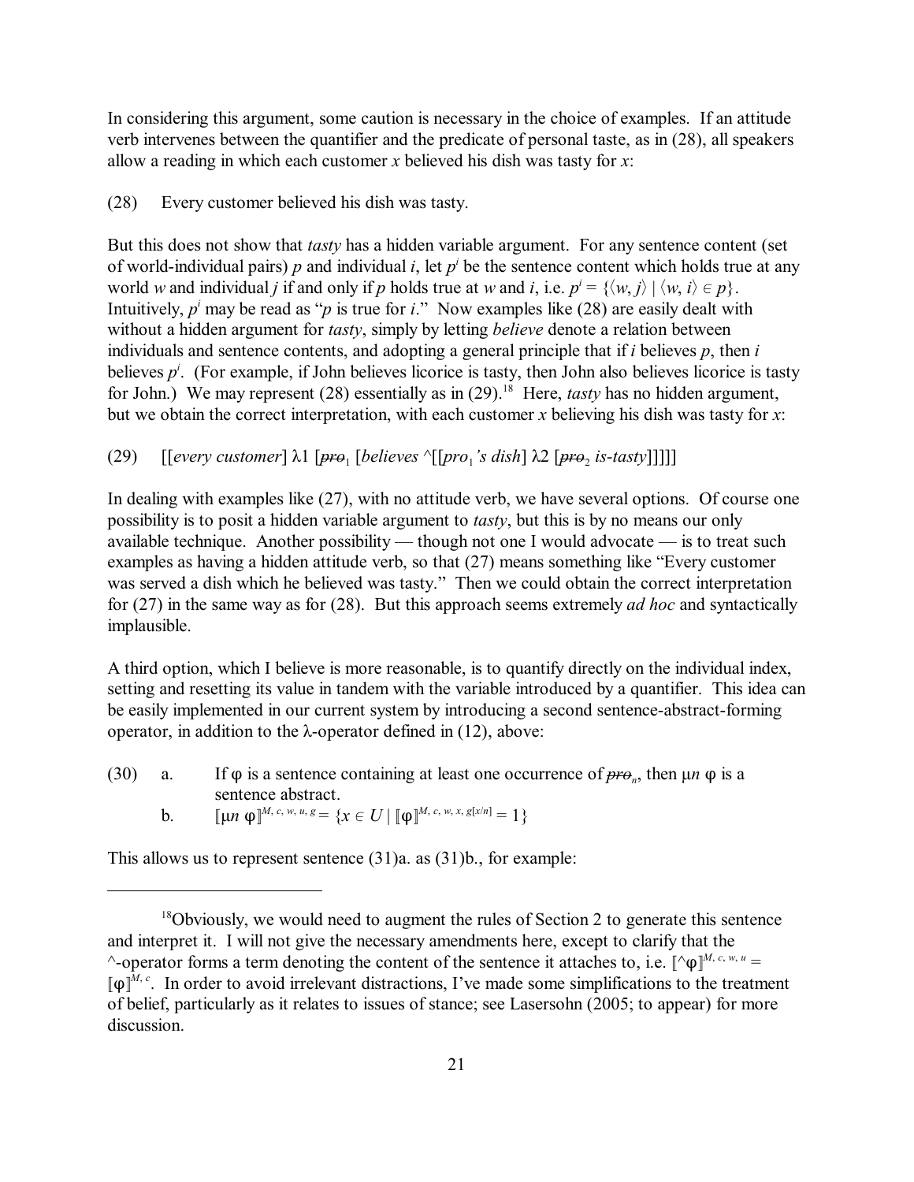In considering this argument, some caution is necessary in the choice of examples. If an attitude verb intervenes between the quantifier and the predicate of personal taste, as in (28), all speakers allow a reading in which each customer *x* believed his dish was tasty for *x*:

(28) Every customer believed his dish was tasty.

But this does not show that *tasty* has a hidden variable argument. For any sentence content (set of world-individual pairs) *p* and individual *i*, let $p^i$ be the sentence content which holds true at any world *w* and individual *j* if and only if *p* holds true at *w* and *i*, i.e. $p^i = \{\langle w, j \rangle \mid \langle w, i \rangle \in p\}$. Intuitively, $p^i$ may be read as "*p* is true for *i*." Now examples like (28) are easily dealt with without a hidden argument for *tasty*, simply by letting *believe* denote a relation between individuals and sentence contents, and adopting a general principle that if *i* believes *p*, then *i* believes $p^i$. (For example, if John believes licorice is tasty, then John also believes licorice is tasty for John.) We may represent (28) essentially as in (29).[18] Here, *tasty* has no hidden argument, but we obtain the correct interpretation, with each customer *x* believing his dish was tasty for *x*:

(29) [[*every customer*] λ1 [~~*pro*~~$_1$ [*believes* ^[[*pro*$_1$*'s dish*] λ2 [~~*pro*~~$_2$ *is-tasty*]]]]]

In dealing with examples like (27), with no attitude verb, we have several options. Of course one possibility is to posit a hidden variable argument to *tasty*, but this is by no means our only available technique. Another possibility — though not one I would advocate — is to treat such examples as having a hidden attitude verb, so that (27) means something like "Every customer was served a dish which he believed was tasty." Then we could obtain the correct interpretation for (27) in the same way as for (28). But this approach seems extremely *ad hoc* and syntactically implausible.

A third option, which I believe is more reasonable, is to quantify directly on the individual index, setting and resetting its value in tandem with the variable introduced by a quantifier. This idea can be easily implemented in our current system by introducing a second sentence-abstract-forming operator, in addition to the λ-operator defined in (12), above:

(30) a. If φ is a sentence containing at least one occurrence of ~~*pro*~~$_n$, then μ*n* φ is a sentence abstract.

b. $[\![\mu n\ \varphi]\!]^{M, c, w, u, g} = \{x \in U \mid [\![\varphi]\!]^{M, c, w, x, g[x/n]} = 1\}$

This allows us to represent sentence (31)a. as (31)b., for example:

---

[18] Obviously, we would need to augment the rules of Section 2 to generate this sentence and interpret it. I will not give the necessary amendments here, except to clarify that the ^-operator forms a term denoting the content of the sentence it attaches to, i.e. $[\![\wedge\varphi]\!]^{M, c, w, u} = [\![\varphi]\!]^{M, c}$. In order to avoid irrelevant distractions, I've made some simplifications to the treatment of belief, particularly as it relates to issues of stance; see Lasersohn (2005; to appear) for more discussion.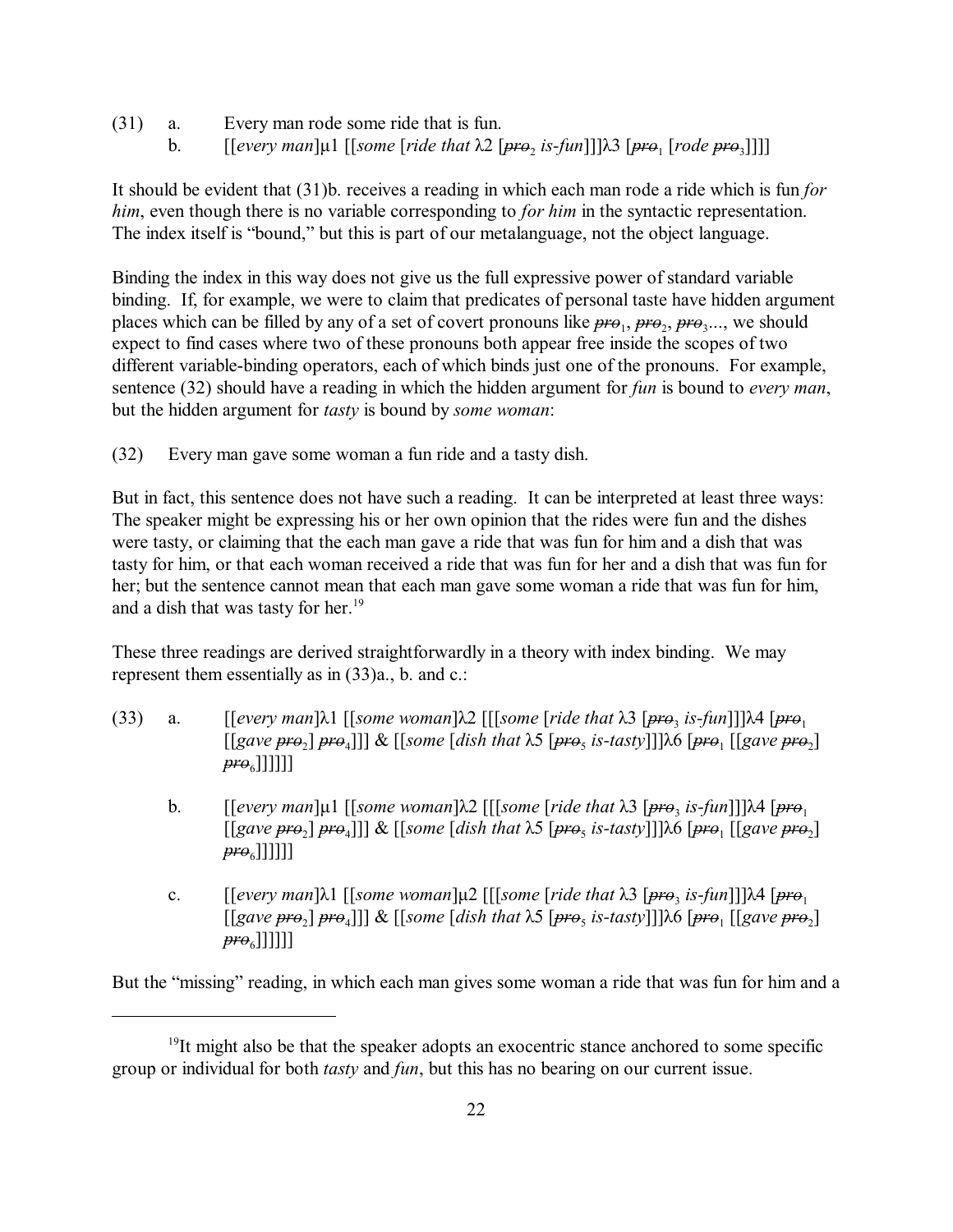(31) a. Every man rode some ride that is fun.

b. [[*every man*]μ1 [[*some* [*ride that* λ2 [~~*pro*~~$_2$ *is-fun*]]]λ3 [~~*pro*~~$_1$ [*rode* ~~*pro*~~$_3$]]]]

It should be evident that (31)b. receives a reading in which each man rode a ride which is fun *for him*, even though there is no variable corresponding to *for him* in the syntactic representation. The index itself is "bound," but this is part of our metalanguage, not the object language.

Binding the index in this way does not give us the full expressive power of standard variable binding. If, for example, we were to claim that predicates of personal taste have hidden argument places which can be filled by any of a set of covert pronouns like ~~*pro*~~$_1$, ~~*pro*~~$_2$, ~~*pro*~~$_3$..., we should expect to find cases where two of these pronouns both appear free inside the scopes of two different variable-binding operators, each of which binds just one of the pronouns. For example, sentence (32) should have a reading in which the hidden argument for *fun* is bound to *every man*, but the hidden argument for *tasty* is bound by *some woman*:

(32) Every man gave some woman a fun ride and a tasty dish.

But in fact, this sentence does not have such a reading. It can be interpreted at least three ways: The speaker might be expressing his or her own opinion that the rides were fun and the dishes were tasty, or claiming that the each man gave a ride that was fun for him and a dish that was tasty for him, or that each woman received a ride that was fun for her and a dish that was fun for her; but the sentence cannot mean that each man gave some woman a ride that was fun for him, and a dish that was tasty for her.[19]

These three readings are derived straightforwardly in a theory with index binding. We may represent them essentially as in (33)a., b. and c.:

(33) a. [[*every man*]λ1 [[*some woman*]λ2 [[[*some* [*ride that* λ3 [~~*pro*~~$_3$ *is-fun*]]]λ4 [~~*pro*~~$_1$ [[*gave* ~~*pro*~~$_2$] ~~*pro*~~$_4$]]] & [[*some* [*dish that* λ5 [~~*pro*~~$_5$ *is-tasty*]]]λ6 [~~*pro*~~$_1$ [[*gave* ~~*pro*~~$_2$] ~~*pro*~~$_6$]]]]]]

b. [[*every man*]μ1 [[*some woman*]λ2 [[[*some* [*ride that* λ3 [~~*pro*~~$_3$ *is-fun*]]]λ4 [~~*pro*~~$_1$ [[*gave* ~~*pro*~~$_2$] ~~*pro*~~$_4$]]] & [[*some* [*dish that* λ5 [~~*pro*~~$_5$ *is-tasty*]]]λ6 [~~*pro*~~$_1$ [[*gave* ~~*pro*~~$_2$] ~~*pro*~~$_6$]]]]]]

c. [[*every man*]λ1 [[*some woman*]μ2 [[[*some* [*ride that* λ3 [~~*pro*~~$_3$ *is-fun*]]]λ4 [~~*pro*~~$_1$ [[*gave* ~~*pro*~~$_2$] ~~*pro*~~$_4$]]] & [[*some* [*dish that* λ5 [~~*pro*~~$_5$ *is-tasty*]]]λ6 [~~*pro*~~$_1$ [[*gave* ~~*pro*~~$_2$] ~~*pro*~~$_6$]]]]]]

But the "missing" reading, in which each man gives some woman a ride that was fun for him and a

---

[19] It might also be that the speaker adopts an exocentric stance anchored to some specific group or individual for both *tasty* and *fun*, but this has no bearing on our current issue.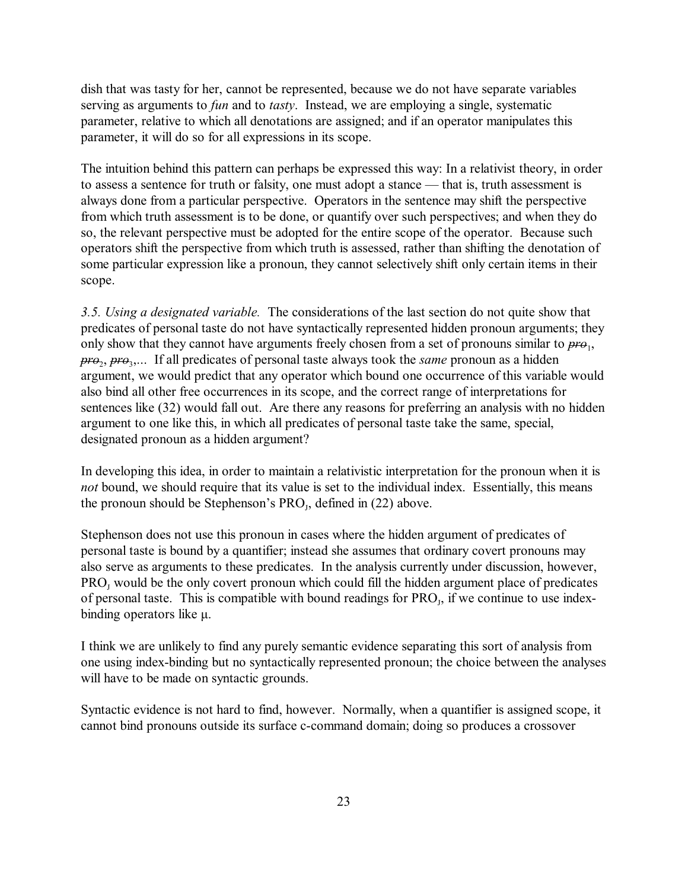dish that was tasty for her, cannot be represented, because we do not have separate variables serving as arguments to *fun* and to *tasty*. Instead, we are employing a single, systematic parameter, relative to which all denotations are assigned; and if an operator manipulates this parameter, it will do so for all expressions in its scope.

The intuition behind this pattern can perhaps be expressed this way: In a relativist theory, in order to assess a sentence for truth or falsity, one must adopt a stance — that is, truth assessment is always done from a particular perspective. Operators in the sentence may shift the perspective from which truth assessment is to be done, or quantify over such perspectives; and when they do so, the relevant perspective must be adopted for the entire scope of the operator. Because such operators shift the perspective from which truth is assessed, rather than shifting the denotation of some particular expression like a pronoun, they cannot selectively shift only certain items in their scope.

*3.5. Using a designated variable.* The considerations of the last section do not quite show that predicates of personal taste do not have syntactically represented hidden pronoun arguments; they only show that they cannot have arguments freely chosen from a set of pronouns similar to ~~*pro*~~$_1$, ~~*pro*~~$_2$, ~~*pro*~~$_3$,... If all predicates of personal taste always took the *same* pronoun as a hidden argument, we would predict that any operator which bound one occurrence of this variable would also bind all other free occurrences in its scope, and the correct range of interpretations for sentences like (32) would fall out. Are there any reasons for preferring an analysis with no hidden argument to one like this, in which all predicates of personal taste take the same, special, designated pronoun as a hidden argument?

In developing this idea, in order to maintain a relativistic interpretation for the pronoun when it is *not* bound, we should require that its value is set to the individual index. Essentially, this means the pronoun should be Stephenson's $\text{PRO}_J$, defined in (22) above.

Stephenson does not use this pronoun in cases where the hidden argument of predicates of personal taste is bound by a quantifier; instead she assumes that ordinary covert pronouns may also serve as arguments to these predicates. In the analysis currently under discussion, however, $\text{PRO}_J$ would be the only covert pronoun which could fill the hidden argument place of predicates of personal taste. This is compatible with bound readings for $\text{PRO}_J$, if we continue to use index-binding operators like $\mu$.

I think we are unlikely to find any purely semantic evidence separating this sort of analysis from one using index-binding but no syntactically represented pronoun; the choice between the analyses will have to be made on syntactic grounds.

Syntactic evidence is not hard to find, however. Normally, when a quantifier is assigned scope, it cannot bind pronouns outside its surface c-command domain; doing so produces a crossover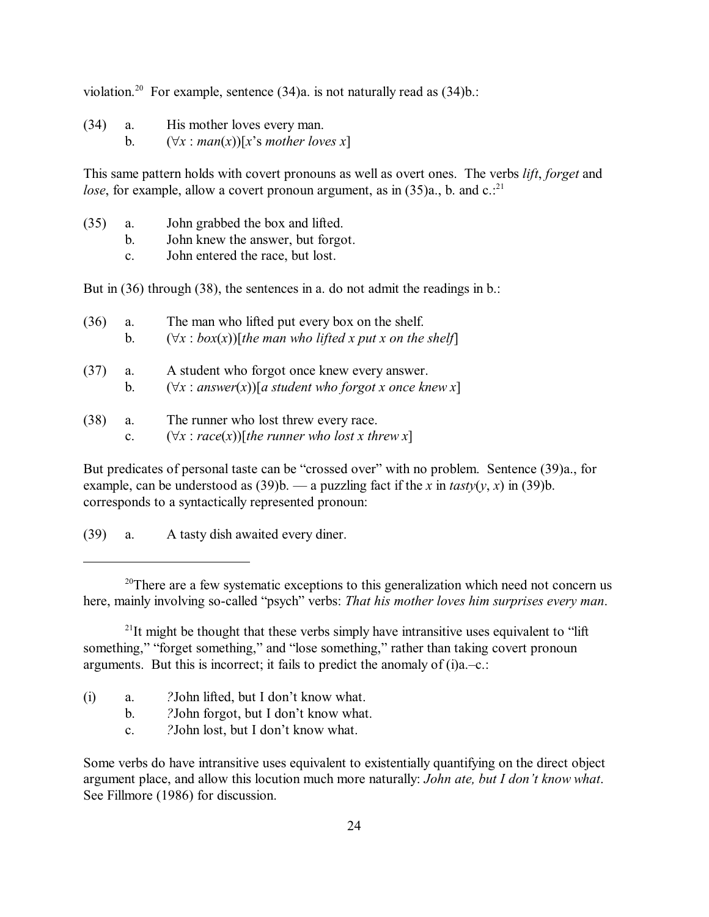violation.[20] For example, sentence (34)a. is not naturally read as (34)b.:

(34) a. His mother loves every man.
  b. $(\forall x : man(x))$[*x*'s *mother loves x*]

This same pattern holds with covert pronouns as well as overt ones. The verbs *lift*, *forget* and *lose*, for example, allow a covert pronoun argument, as in (35)a., b. and c.:[21]

(35) a. John grabbed the box and lifted.
  b. John knew the answer, but forgot.
  c. John entered the race, but lost.

But in (36) through (38), the sentences in a. do not admit the readings in b.:

(36) a. The man who lifted put every box on the shelf.
  b. $(\forall x : box(x))$[*the man who lifted x put x on the shelf*]

(37) a. A student who forgot once knew every answer.
  b. $(\forall x : answer(x))$[*a student who forgot x once knew x*]

(38) a. The runner who lost threw every race.
  c. $(\forall x : race(x))$[*the runner who lost x threw x*]

But predicates of personal taste can be "crossed over" with no problem. Sentence (39)a., for example, can be understood as (39)b. — a puzzling fact if the *x* in $tasty(y, x)$ in (39)b. corresponds to a syntactically represented pronoun:

(39) a. A tasty dish awaited every diner.

---

[20] There are a few systematic exceptions to this generalization which need not concern us here, mainly involving so-called "psych" verbs: *That his mother loves him surprises every man*.

[21] It might be thought that these verbs simply have intransitive uses equivalent to "lift something," "forget something," and "lose something," rather than taking covert pronoun arguments. But this is incorrect; it fails to predict the anomaly of (i)a.–c.:

(i) a. ?John lifted, but I don't know what.
  b. ?John forgot, but I don't know what.
  c. ?John lost, but I don't know what.

Some verbs do have intransitive uses equivalent to existentially quantifying on the direct object argument place, and allow this locution much more naturally: *John ate, but I don't know what*. See Fillmore (1986) for discussion.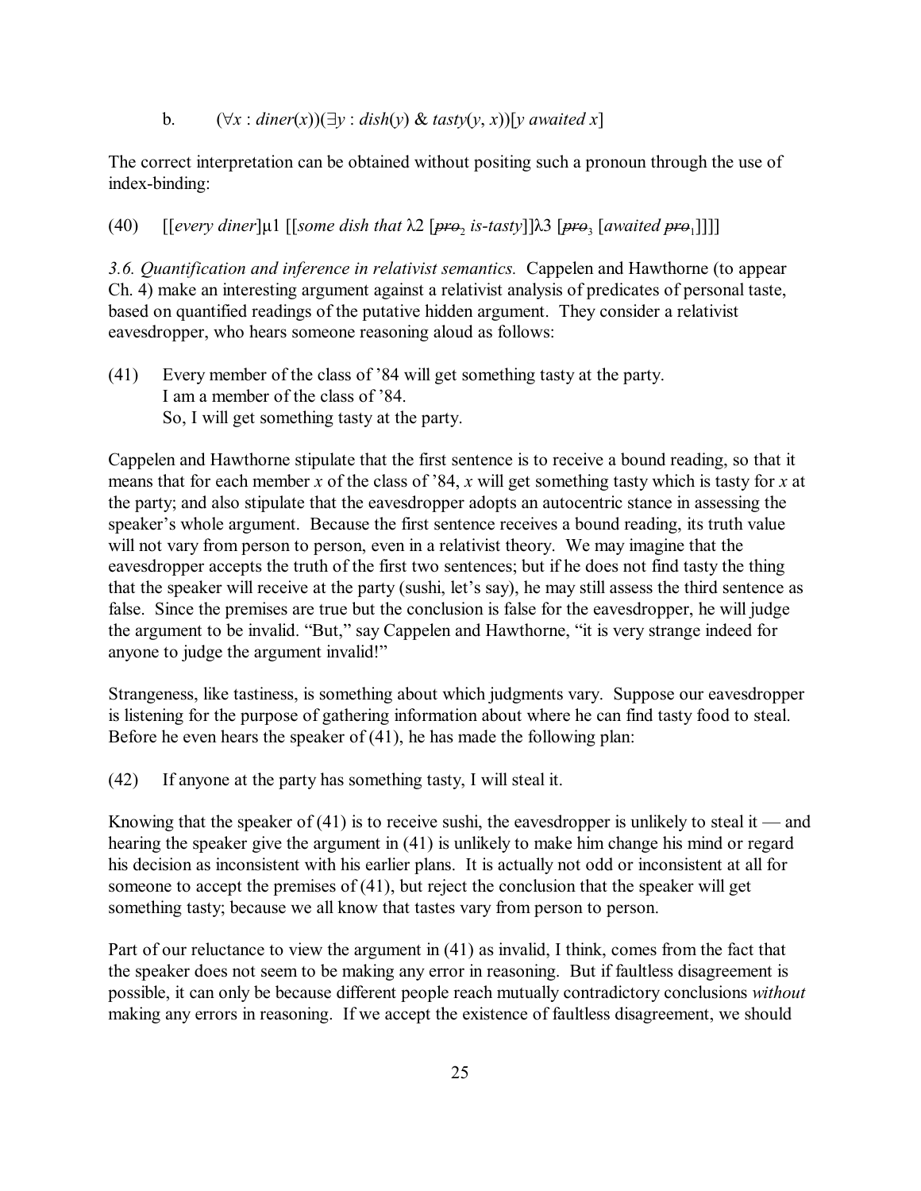b. $(\forall x : diner(x))(\exists y : dish(y) \ \& \ tasty(y, x))[y \ awaited \ x]$

The correct interpretation can be obtained without positing such a pronoun through the use of index-binding:

(40) [[*every diner*]μ1 [[*some dish that* λ2 [~~*pro*~~$_2$ *is-tasty*]]λ3 [~~*pro*~~$_3$ [*awaited* ~~*pro*~~$_1$]]]]

*3.6. Quantification and inference in relativist semantics.* Cappelen and Hawthorne (to appear Ch. 4) make an interesting argument against a relativist analysis of predicates of personal taste, based on quantified readings of the putative hidden argument. They consider a relativist eavesdropper, who hears someone reasoning aloud as follows:

(41) Every member of the class of '84 will get something tasty at the party.
I am a member of the class of '84.
So, I will get something tasty at the party.

Cappelen and Hawthorne stipulate that the first sentence is to receive a bound reading, so that it means that for each member *x* of the class of '84, *x* will get something tasty which is tasty for *x* at the party; and also stipulate that the eavesdropper adopts an autocentric stance in assessing the speaker's whole argument. Because the first sentence receives a bound reading, its truth value will not vary from person to person, even in a relativist theory. We may imagine that the eavesdropper accepts the truth of the first two sentences; but if he does not find tasty the thing that the speaker will receive at the party (sushi, let's say), he may still assess the third sentence as false. Since the premises are true but the conclusion is false for the eavesdropper, he will judge the argument to be invalid. "But," say Cappelen and Hawthorne, "it is very strange indeed for anyone to judge the argument invalid!"

Strangeness, like tastiness, is something about which judgments vary. Suppose our eavesdropper is listening for the purpose of gathering information about where he can find tasty food to steal. Before he even hears the speaker of (41), he has made the following plan:

(42) If anyone at the party has something tasty, I will steal it.

Knowing that the speaker of (41) is to receive sushi, the eavesdropper is unlikely to steal it — and hearing the speaker give the argument in (41) is unlikely to make him change his mind or regard his decision as inconsistent with his earlier plans. It is actually not odd or inconsistent at all for someone to accept the premises of (41), but reject the conclusion that the speaker will get something tasty; because we all know that tastes vary from person to person.

Part of our reluctance to view the argument in (41) as invalid, I think, comes from the fact that the speaker does not seem to be making any error in reasoning. But if faultless disagreement is possible, it can only be because different people reach mutually contradictory conclusions *without* making any errors in reasoning. If we accept the existence of faultless disagreement, we should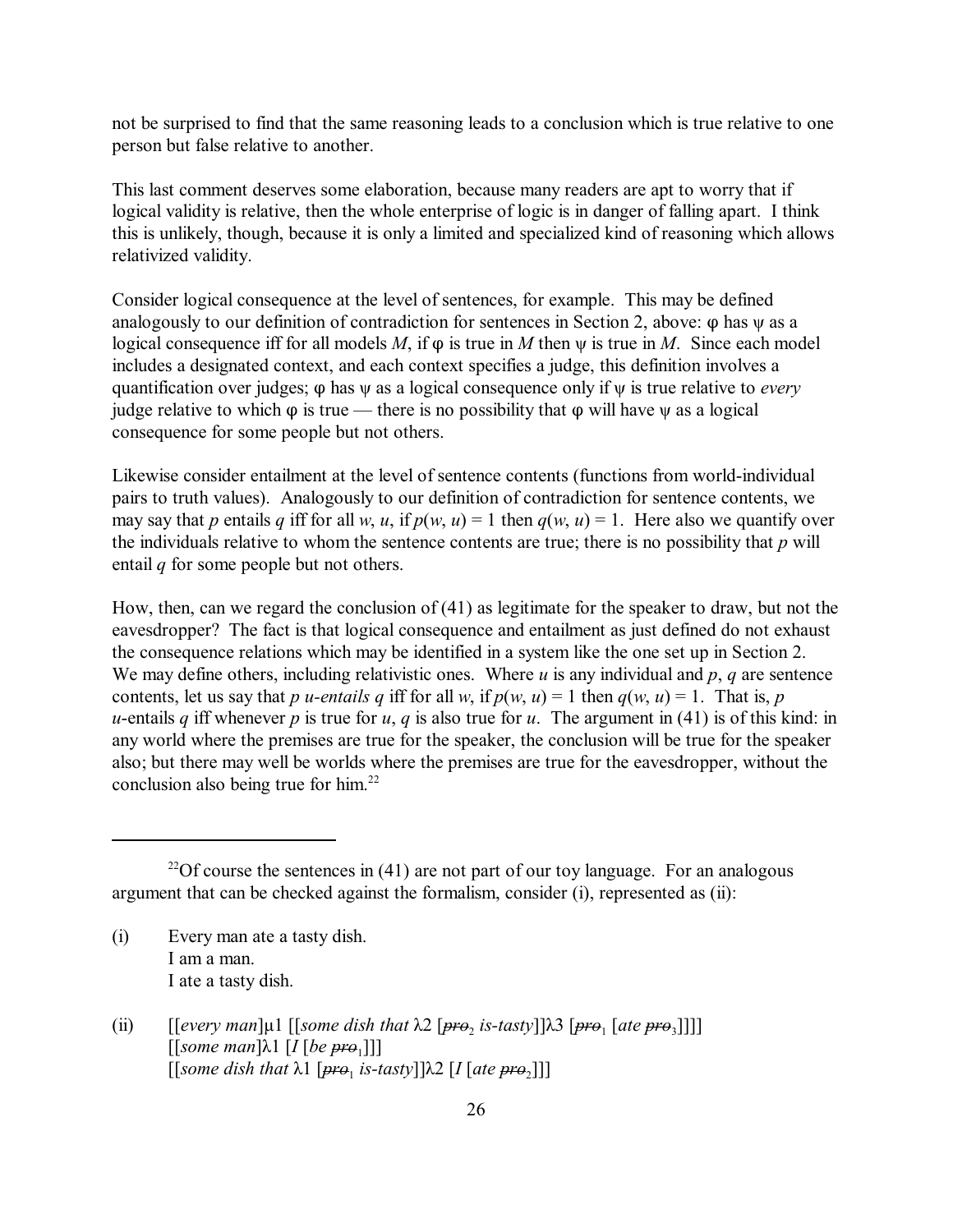not be surprised to find that the same reasoning leads to a conclusion which is true relative to one person but false relative to another.

This last comment deserves some elaboration, because many readers are apt to worry that if logical validity is relative, then the whole enterprise of logic is in danger of falling apart. I think this is unlikely, though, because it is only a limited and specialized kind of reasoning which allows relativized validity.

Consider logical consequence at the level of sentences, for example. This may be defined analogously to our definition of contradiction for sentences in Section 2, above: $\varphi$ has $\psi$ as a logical consequence iff for all models $M$, if $\varphi$ is true in $M$ then $\psi$ is true in $M$. Since each model includes a designated context, and each context specifies a judge, this definition involves a quantification over judges; $\varphi$ has $\psi$ as a logical consequence only if $\psi$ is true relative to *every* judge relative to which $\varphi$ is true — there is no possibility that $\varphi$ will have $\psi$ as a logical consequence for some people but not others.

Likewise consider entailment at the level of sentence contents (functions from world-individual pairs to truth values). Analogously to our definition of contradiction for sentence contents, we may say that $p$ entails $q$ iff for all $w$, $u$, if $p(w, u) = 1$ then $q(w, u) = 1$. Here also we quantify over the individuals relative to whom the sentence contents are true; there is no possibility that $p$ will entail $q$ for some people but not others.

How, then, can we regard the conclusion of (41) as legitimate for the speaker to draw, but not the eavesdropper? The fact is that logical consequence and entailment as just defined do not exhaust the consequence relations which may be identified in a system like the one set up in Section 2. We may define others, including relativistic ones. Where $u$ is any individual and $p$, $q$ are sentence contents, let us say that $p$ *u-entails* $q$ iff for all $w$, if $p(w, u) = 1$ then $q(w, u) = 1$. That is, $p$ $u$-entails $q$ iff whenever $p$ is true for $u$, $q$ is also true for $u$. The argument in (41) is of this kind: in any world where the premises are true for the speaker, the conclusion will be true for the speaker also; but there may well be worlds where the premises are true for the eavesdropper, without the conclusion also being true for him.[22]

---

[22]Of course the sentences in (41) are not part of our toy language. For an analogous argument that can be checked against the formalism, consider (i), represented as (ii):

(i) Every man ate a tasty dish.
I am a man.
I ate a tasty dish.

(ii) [[*every man*]μ1 [[*some dish that* λ2 [~~*pro*~~$_2$ *is-tasty*]]λ3 [~~*pro*~~$_1$ [*ate* ~~*pro*~~$_3$]]]]
[[*some man*]λ1 [*I* [*be* ~~*pro*~~$_1$]]]
[[*some dish that* λ1 [~~*pro*~~$_1$ *is-tasty*]]λ2 [*I* [*ate* ~~*pro*~~$_2$]]]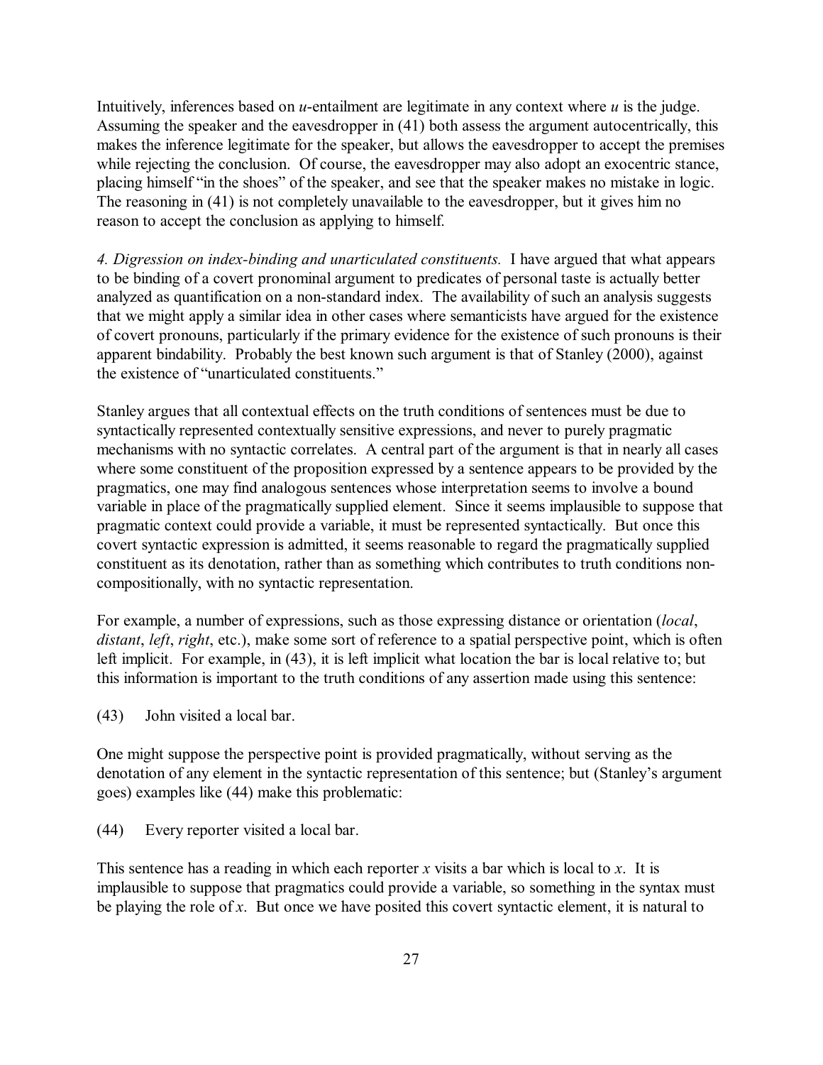Intuitively, inferences based on *u*-entailment are legitimate in any context where *u* is the judge. Assuming the speaker and the eavesdropper in (41) both assess the argument autocentrically, this makes the inference legitimate for the speaker, but allows the eavesdropper to accept the premises while rejecting the conclusion. Of course, the eavesdropper may also adopt an exocentric stance, placing himself "in the shoes" of the speaker, and see that the speaker makes no mistake in logic. The reasoning in (41) is not completely unavailable to the eavesdropper, but it gives him no reason to accept the conclusion as applying to himself.

*4. Digression on index-binding and unarticulated constituents.* I have argued that what appears to be binding of a covert pronominal argument to predicates of personal taste is actually better analyzed as quantification on a non-standard index. The availability of such an analysis suggests that we might apply a similar idea in other cases where semanticists have argued for the existence of covert pronouns, particularly if the primary evidence for the existence of such pronouns is their apparent bindability. Probably the best known such argument is that of Stanley (2000), against the existence of "unarticulated constituents."

Stanley argues that all contextual effects on the truth conditions of sentences must be due to syntactically represented contextually sensitive expressions, and never to purely pragmatic mechanisms with no syntactic correlates. A central part of the argument is that in nearly all cases where some constituent of the proposition expressed by a sentence appears to be provided by the pragmatics, one may find analogous sentences whose interpretation seems to involve a bound variable in place of the pragmatically supplied element. Since it seems implausible to suppose that pragmatic context could provide a variable, it must be represented syntactically. But once this covert syntactic expression is admitted, it seems reasonable to regard the pragmatically supplied constituent as its denotation, rather than as something which contributes to truth conditions non-compositionally, with no syntactic representation.

For example, a number of expressions, such as those expressing distance or orientation (*local*, *distant*, *left*, *right*, etc.), make some sort of reference to a spatial perspective point, which is often left implicit. For example, in (43), it is left implicit what location the bar is local relative to; but this information is important to the truth conditions of any assertion made using this sentence:

(43) John visited a local bar.

One might suppose the perspective point is provided pragmatically, without serving as the denotation of any element in the syntactic representation of this sentence; but (Stanley's argument goes) examples like (44) make this problematic:

(44) Every reporter visited a local bar.

This sentence has a reading in which each reporter *x* visits a bar which is local to *x*. It is implausible to suppose that pragmatics could provide a variable, so something in the syntax must be playing the role of *x*. But once we have posited this covert syntactic element, it is natural to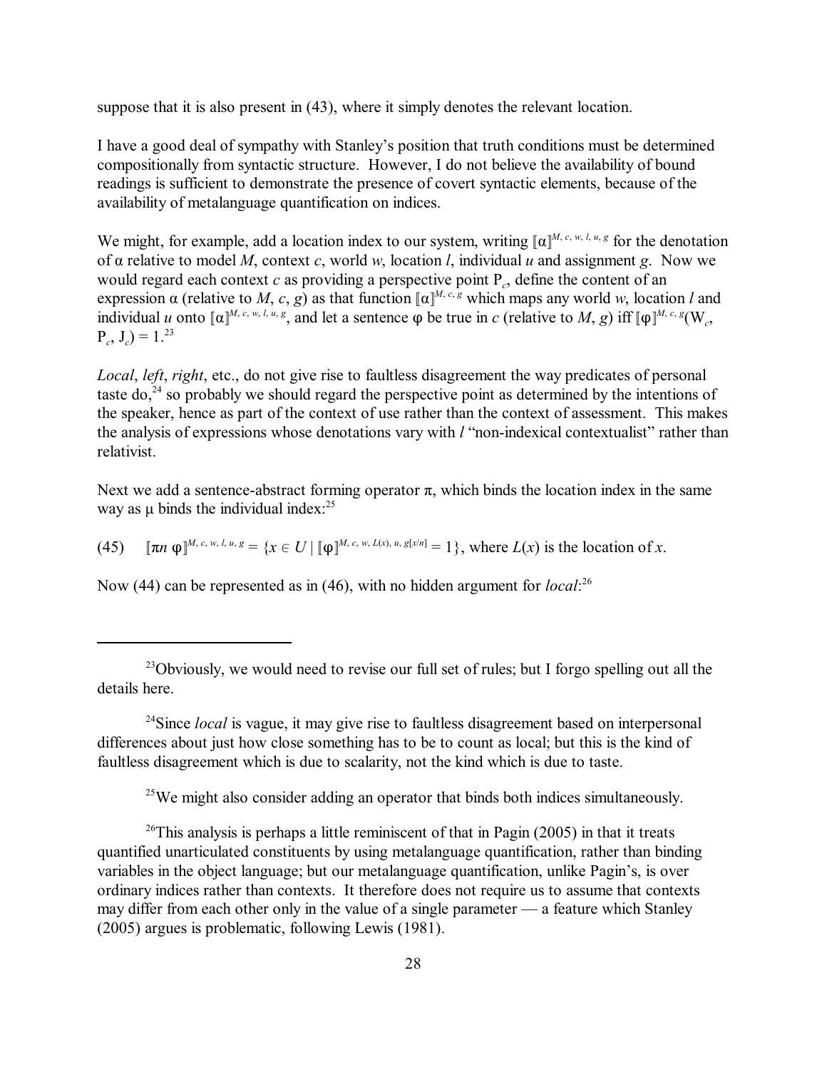suppose that it is also present in (43), where it simply denotes the relevant location.

I have a good deal of sympathy with Stanley's position that truth conditions must be determined compositionally from syntactic structure. However, I do not believe the availability of bound readings is sufficient to demonstrate the presence of covert syntactic elements, because of the availability of metalanguage quantification on indices.

We might, for example, add a location index to our system, writing $[\![\alpha]\!]^{M, c, w, l, u, g}$ for the denotation of α relative to model *M*, context *c*, world *w*, location *l*, individual *u* and assignment *g*. Now we would regard each context *c* as providing a perspective point $P_c$, define the content of an expression α (relative to *M*, *c*, *g*) as that function $[\![\alpha]\!]^{M, c, g}$ which maps any world *w*, location *l* and individual *u* onto $[\![\alpha]\!]^{M, c, w, l, u, g}$, and let a sentence φ be true in *c* (relative to *M*, *g*) iff $[\![\varphi]\!]^{M, c, g}(W_c, P_c, J_c) = 1$.[23]

*Local*, *left*, *right*, etc., do not give rise to faultless disagreement the way predicates of personal taste do,[24] so probably we should regard the perspective point as determined by the intentions of the speaker, hence as part of the context of use rather than the context of assessment. This makes the analysis of expressions whose denotations vary with *l* "non-indexical contextualist" rather than relativist.

Next we add a sentence-abstract forming operator π, which binds the location index in the same way as μ binds the individual index:[25]

(45) $[\![\pi n\ \varphi]\!]^{M, c, w, l, u, g} = \{x \in U \mid [\![\varphi]\!]^{M, c, w, L(x), u, g[x/n]} = 1\}$, where $L(x)$ is the location of *x*.

Now (44) can be represented as in (46), with no hidden argument for *local*:[26]

---

[23] Obviously, we would need to revise our full set of rules; but I forgo spelling out all the details here.

[24] Since *local* is vague, it may give rise to faultless disagreement based on interpersonal differences about just how close something has to be to count as local; but this is the kind of faultless disagreement which is due to scalarity, not the kind which is due to taste.

[25] We might also consider adding an operator that binds both indices simultaneously.

[26] This analysis is perhaps a little reminiscent of that in Pagin (2005) in that it treats quantified unarticulated constituents by using metalanguage quantification, rather than binding variables in the object language; but our metalanguage quantification, unlike Pagin's, is over ordinary indices rather than contexts. It therefore does not require us to assume that contexts may differ from each other only in the value of a single parameter — a feature which Stanley (2005) argues is problematic, following Lewis (1981).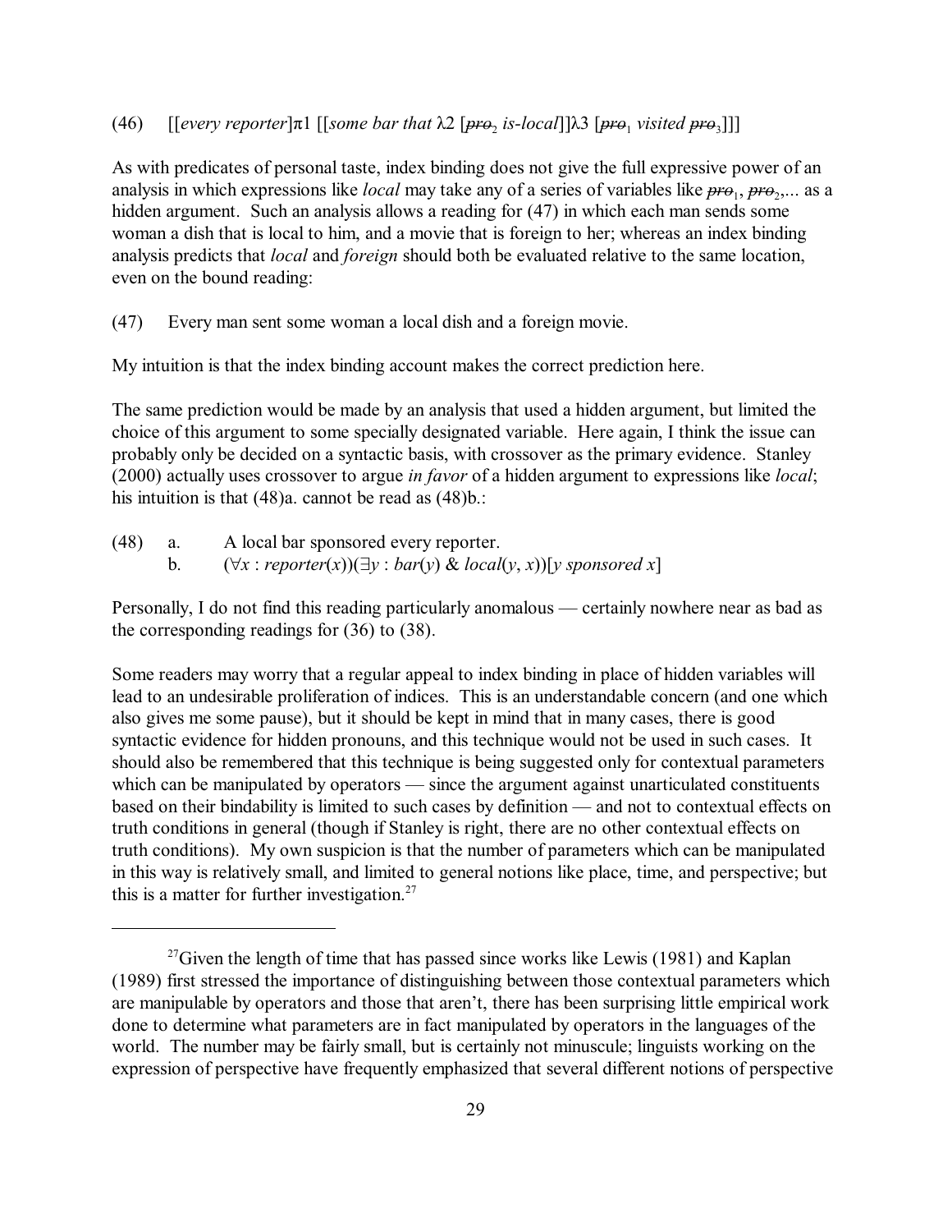(46) [[*every reporter*]π1 [[*some bar that* λ2 [~~*pro*~~$_2$ *is-local*]]λ3 [~~*pro*~~$_1$ *visited* ~~*pro*~~$_3$]]]

As with predicates of personal taste, index binding does not give the full expressive power of an analysis in which expressions like *local* may take any of a series of variables like ~~*pro*~~$_1$, ~~*pro*~~$_2$,... as a hidden argument. Such an analysis allows a reading for (47) in which each man sends some woman a dish that is local to him, and a movie that is foreign to her; whereas an index binding analysis predicts that *local* and *foreign* should both be evaluated relative to the same location, even on the bound reading:

(47) Every man sent some woman a local dish and a foreign movie.

My intuition is that the index binding account makes the correct prediction here.

The same prediction would be made by an analysis that used a hidden argument, but limited the choice of this argument to some specially designated variable. Here again, I think the issue can probably only be decided on a syntactic basis, with crossover as the primary evidence. Stanley (2000) actually uses crossover to argue *in favor* of a hidden argument to expressions like *local*; his intuition is that (48)a. cannot be read as (48)b.:

(48) a. A local bar sponsored every reporter.
     b. $(\forall x : reporter(x))(\exists y : bar(y)\ \&\ local(y, x))[y\ sponsored\ x]$

Personally, I do not find this reading particularly anomalous — certainly nowhere near as bad as the corresponding readings for (36) to (38).

Some readers may worry that a regular appeal to index binding in place of hidden variables will lead to an undesirable proliferation of indices. This is an understandable concern (and one which also gives me some pause), but it should be kept in mind that in many cases, there is good syntactic evidence for hidden pronouns, and this technique would not be used in such cases. It should also be remembered that this technique is being suggested only for contextual parameters which can be manipulated by operators — since the argument against unarticulated constituents based on their bindability is limited to such cases by definition — and not to contextual effects on truth conditions in general (though if Stanley is right, there are no other contextual effects on truth conditions). My own suspicion is that the number of parameters which can be manipulated in this way is relatively small, and limited to general notions like place, time, and perspective; but this is a matter for further investigation.[27]

---

[27] Given the length of time that has passed since works like Lewis (1981) and Kaplan (1989) first stressed the importance of distinguishing between those contextual parameters which are manipulable by operators and those that aren't, there has been surprising little empirical work done to determine what parameters are in fact manipulated by operators in the languages of the world. The number may be fairly small, but is certainly not minuscule; linguists working on the expression of perspective have frequently emphasized that several different notions of perspective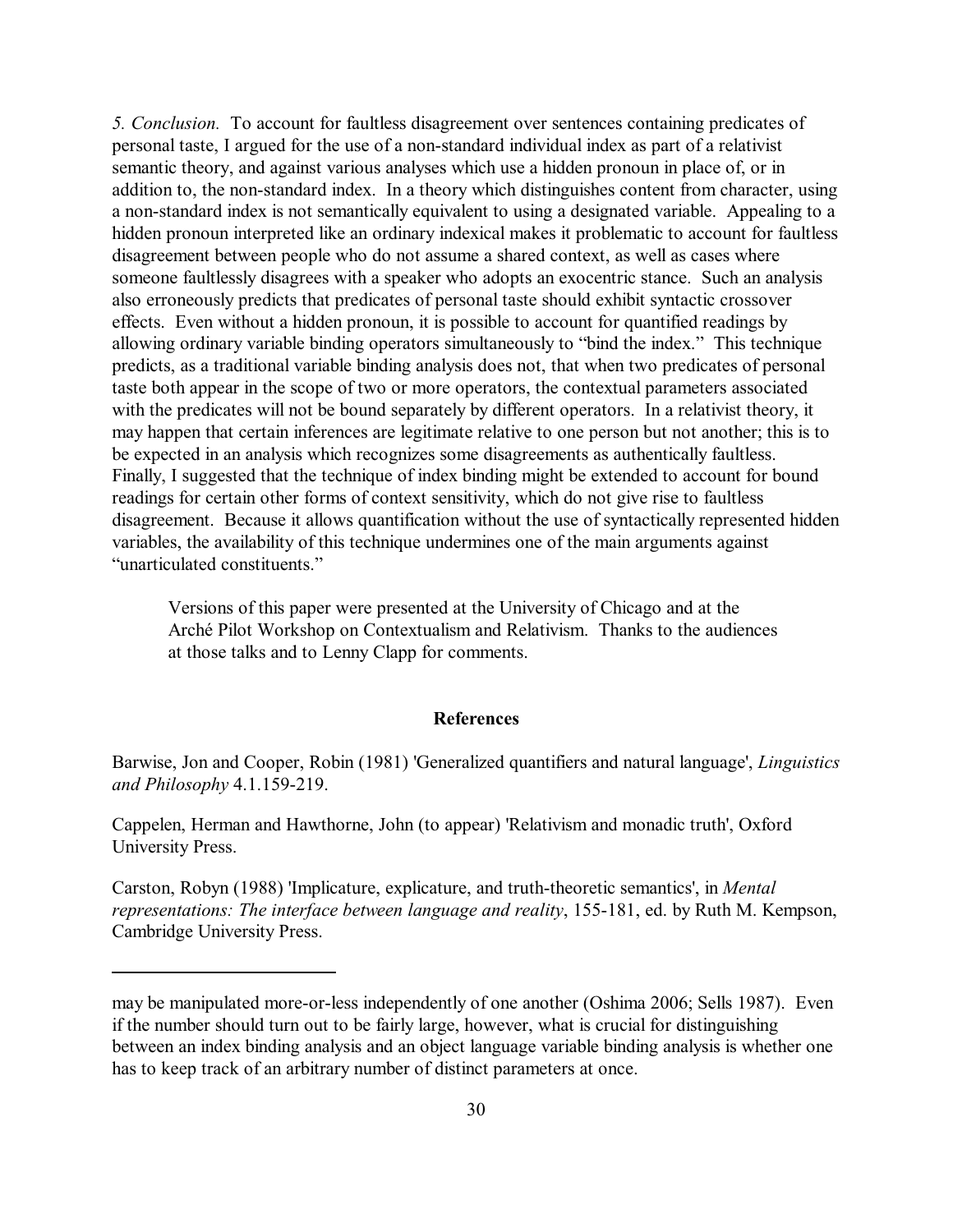*5. Conclusion.* To account for faultless disagreement over sentences containing predicates of personal taste, I argued for the use of a non-standard individual index as part of a relativist semantic theory, and against various analyses which use a hidden pronoun in place of, or in addition to, the non-standard index. In a theory which distinguishes content from character, using a non-standard index is not semantically equivalent to using a designated variable. Appealing to a hidden pronoun interpreted like an ordinary indexical makes it problematic to account for faultless disagreement between people who do not assume a shared context, as well as cases where someone faultlessly disagrees with a speaker who adopts an exocentric stance. Such an analysis also erroneously predicts that predicates of personal taste should exhibit syntactic crossover effects. Even without a hidden pronoun, it is possible to account for quantified readings by allowing ordinary variable binding operators simultaneously to "bind the index." This technique predicts, as a traditional variable binding analysis does not, that when two predicates of personal taste both appear in the scope of two or more operators, the contextual parameters associated with the predicates will not be bound separately by different operators. In a relativist theory, it may happen that certain inferences are legitimate relative to one person but not another; this is to be expected in an analysis which recognizes some disagreements as authentically faultless. Finally, I suggested that the technique of index binding might be extended to account for bound readings for certain other forms of context sensitivity, which do not give rise to faultless disagreement. Because it allows quantification without the use of syntactically represented hidden variables, the availability of this technique undermines one of the main arguments against "unarticulated constituents."

> Versions of this paper were presented at the University of Chicago and at the Arché Pilot Workshop on Contextualism and Relativism. Thanks to the audiences at those talks and to Lenny Clapp for comments.

## References

Barwise, Jon and Cooper, Robin (1981) 'Generalized quantifiers and natural language', *Linguistics and Philosophy* 4.1.159-219.

Cappelen, Herman and Hawthorne, John (to appear) 'Relativism and monadic truth', Oxford University Press.

Carston, Robyn (1988) 'Implicature, explicature, and truth-theoretic semantics', in *Mental representations: The interface between language and reality*, 155-181, ed. by Ruth M. Kempson, Cambridge University Press.

---

may be manipulated more-or-less independently of one another (Oshima 2006; Sells 1987). Even if the number should turn out to be fairly large, however, what is crucial for distinguishing between an index binding analysis and an object language variable binding analysis is whether one has to keep track of an arbitrary number of distinct parameters at once.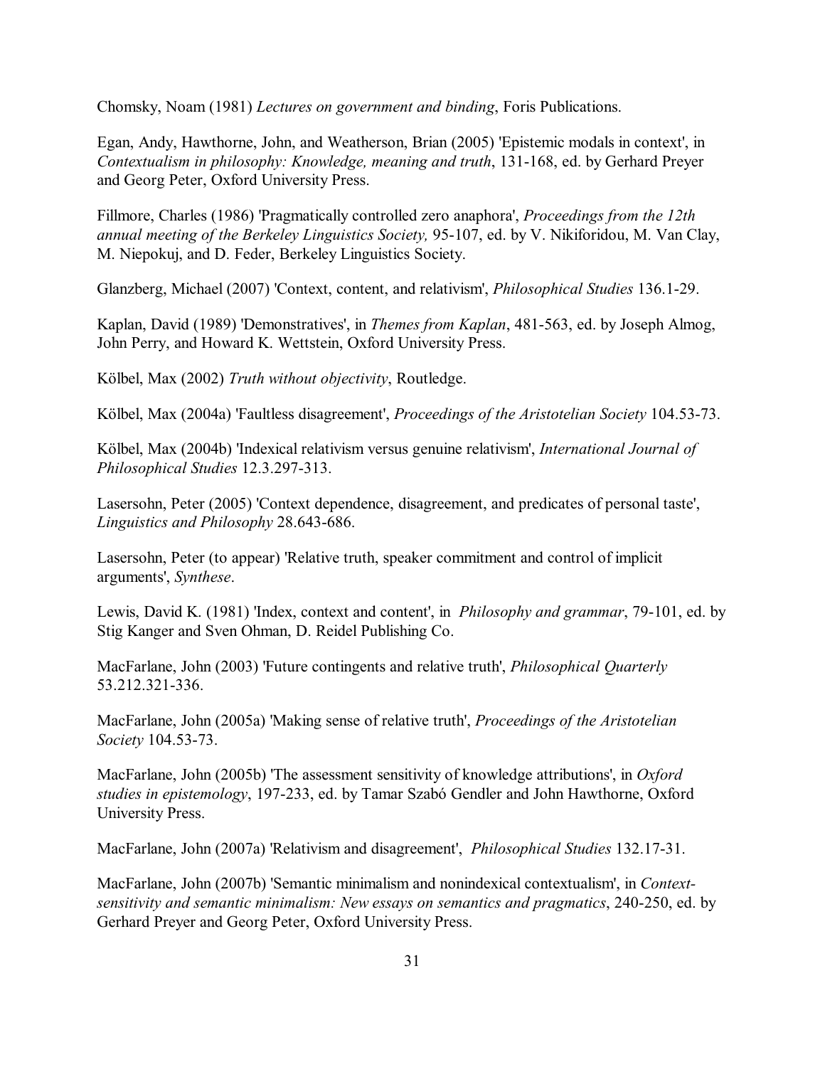Chomsky, Noam (1981) *Lectures on government and binding*, Foris Publications.

Egan, Andy, Hawthorne, John, and Weatherson, Brian (2005) 'Epistemic modals in context', in *Contextualism in philosophy: Knowledge, meaning and truth*, 131-168, ed. by Gerhard Preyer and Georg Peter, Oxford University Press.

Fillmore, Charles (1986) 'Pragmatically controlled zero anaphora', *Proceedings from the 12th annual meeting of the Berkeley Linguistics Society,* 95-107, ed. by V. Nikiforidou, M. Van Clay, M. Niepokuj, and D. Feder, Berkeley Linguistics Society.

Glanzberg, Michael (2007) 'Context, content, and relativism', *Philosophical Studies* 136.1-29.

Kaplan, David (1989) 'Demonstratives', in *Themes from Kaplan*, 481-563, ed. by Joseph Almog, John Perry, and Howard K. Wettstein, Oxford University Press.

Kölbel, Max (2002) *Truth without objectivity*, Routledge.

Kölbel, Max (2004a) 'Faultless disagreement', *Proceedings of the Aristotelian Society* 104.53-73.

Kölbel, Max (2004b) 'Indexical relativism versus genuine relativism', *International Journal of Philosophical Studies* 12.3.297-313.

Lasersohn, Peter (2005) 'Context dependence, disagreement, and predicates of personal taste', *Linguistics and Philosophy* 28.643-686.

Lasersohn, Peter (to appear) 'Relative truth, speaker commitment and control of implicit arguments', *Synthese*.

Lewis, David K. (1981) 'Index, context and content', in *Philosophy and grammar*, 79-101, ed. by Stig Kanger and Sven Ohman, D. Reidel Publishing Co.

MacFarlane, John (2003) 'Future contingents and relative truth', *Philosophical Quarterly* 53.212.321-336.

MacFarlane, John (2005a) 'Making sense of relative truth', *Proceedings of the Aristotelian Society* 104.53-73.

MacFarlane, John (2005b) 'The assessment sensitivity of knowledge attributions', in *Oxford studies in epistemology*, 197-233, ed. by Tamar Szabó Gendler and John Hawthorne, Oxford University Press.

MacFarlane, John (2007a) 'Relativism and disagreement', *Philosophical Studies* 132.17-31.

MacFarlane, John (2007b) 'Semantic minimalism and nonindexical contextualism', in *Context-sensitivity and semantic minimalism: New essays on semantics and pragmatics*, 240-250, ed. by Gerhard Preyer and Georg Peter, Oxford University Press.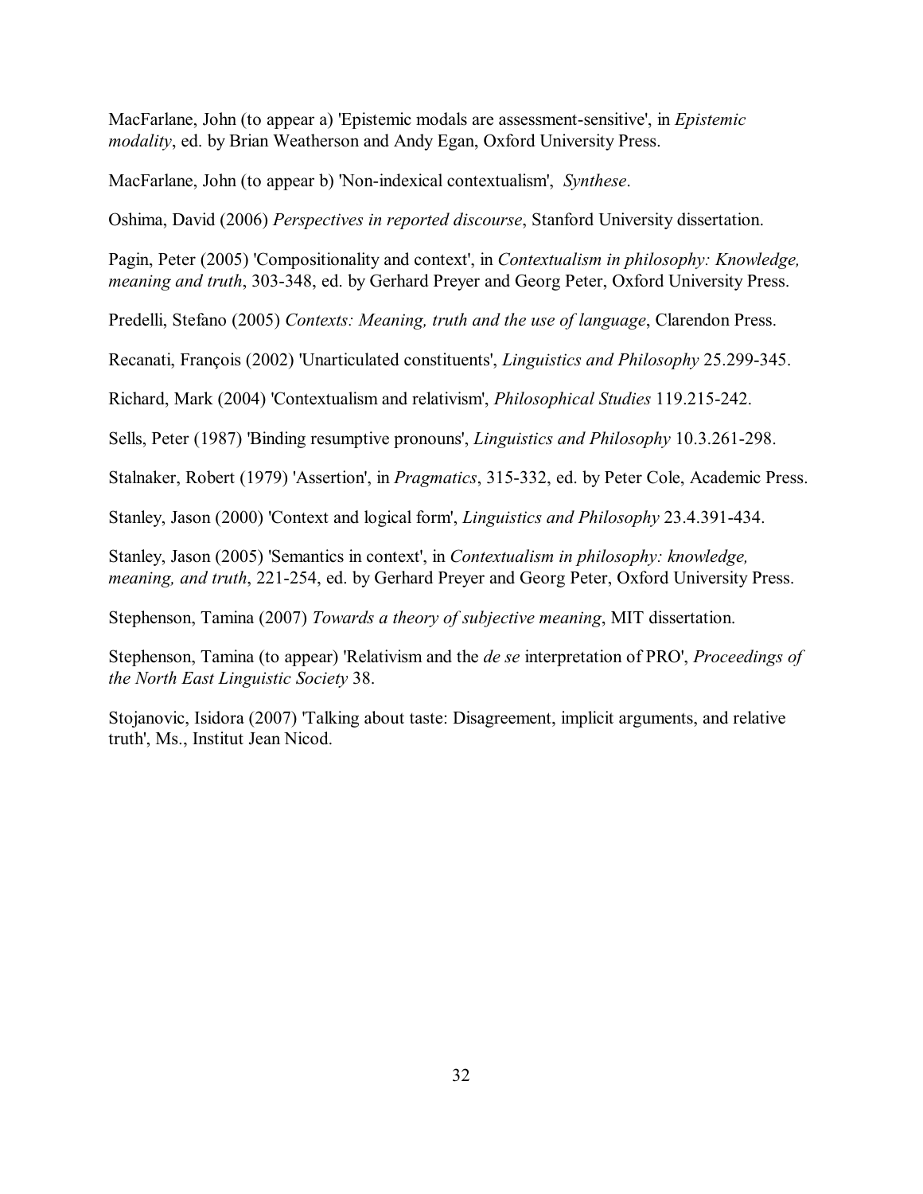MacFarlane, John (to appear a) 'Epistemic modals are assessment-sensitive', in *Epistemic modality*, ed. by Brian Weatherson and Andy Egan, Oxford University Press.

MacFarlane, John (to appear b) 'Non-indexical contextualism', *Synthese*.

Oshima, David (2006) *Perspectives in reported discourse*, Stanford University dissertation.

Pagin, Peter (2005) 'Compositionality and context', in *Contextualism in philosophy: Knowledge, meaning and truth*, 303-348, ed. by Gerhard Preyer and Georg Peter, Oxford University Press.

Predelli, Stefano (2005) *Contexts: Meaning, truth and the use of language*, Clarendon Press.

Recanati, François (2002) 'Unarticulated constituents', *Linguistics and Philosophy* 25.299-345.

Richard, Mark (2004) 'Contextualism and relativism', *Philosophical Studies* 119.215-242.

Sells, Peter (1987) 'Binding resumptive pronouns', *Linguistics and Philosophy* 10.3.261-298.

Stalnaker, Robert (1979) 'Assertion', in *Pragmatics*, 315-332, ed. by Peter Cole, Academic Press.

Stanley, Jason (2000) 'Context and logical form', *Linguistics and Philosophy* 23.4.391-434.

Stanley, Jason (2005) 'Semantics in context', in *Contextualism in philosophy: knowledge, meaning, and truth*, 221-254, ed. by Gerhard Preyer and Georg Peter, Oxford University Press.

Stephenson, Tamina (2007) *Towards a theory of subjective meaning*, MIT dissertation.

Stephenson, Tamina (to appear) 'Relativism and the *de se* interpretation of PRO', *Proceedings of the North East Linguistic Society* 38.

Stojanovic, Isidora (2007) 'Talking about taste: Disagreement, implicit arguments, and relative truth', Ms., Institut Jean Nicod.